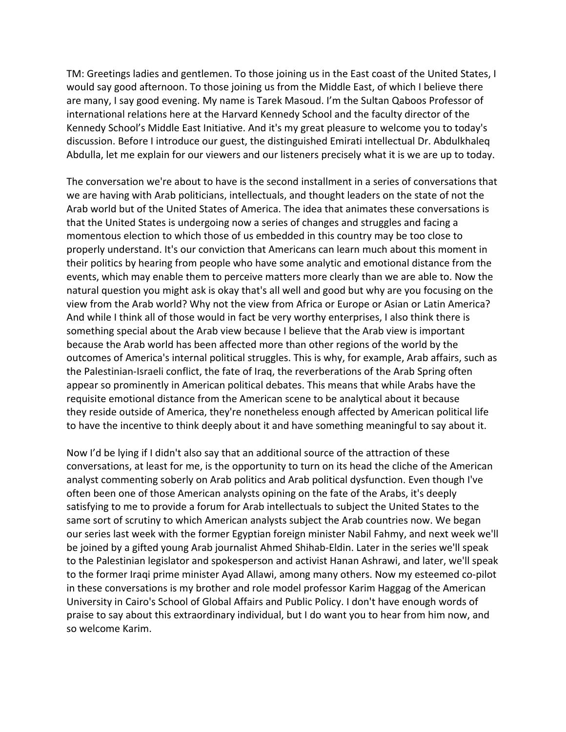TM: Greetings ladies and gentlemen. To those joining us in the East coast of the United States, I would say good afternoon. To those joining us from the Middle East, of which I believe there are many, I say good evening. My name is Tarek Masoud. I'm the Sultan Qaboos Professor of international relations here at the Harvard Kennedy School and the faculty director of the Kennedy School's Middle East Initiative. And it's my great pleasure to welcome you to today's discussion. Before I introduce our guest, the distinguished Emirati intellectual Dr. Abdulkhaleq Abdulla, let me explain for our viewers and our listeners precisely what it is we are up to today.

The conversation we're about to have is the second installment in a series of conversations that we are having with Arab politicians, intellectuals, and thought leaders on the state of not the Arab world but of the United States of America. The idea that animates these conversations is that the United States is undergoing now a series of changes and struggles and facing a momentous election to which those of us embedded in this country may be too close to properly understand. It's our conviction that Americans can learn much about this moment in their politics by hearing from people who have some analytic and emotional distance from the events, which may enable them to perceive matters more clearly than we are able to. Now the natural question you might ask is okay that's all well and good but why are you focusing on the view from the Arab world? Why not the view from Africa or Europe or Asian or Latin America? And while I think all of those would in fact be very worthy enterprises, I also think there is something special about the Arab view because I believe that the Arab view is important because the Arab world has been affected more than other regions of the world by the outcomes of America's internal political struggles. This is why, for example, Arab affairs, such as the Palestinian-Israeli conflict, the fate of Iraq, the reverberations of the Arab Spring often appear so prominently in American political debates. This means that while Arabs have the requisite emotional distance from the American scene to be analytical about it because they reside outside of America, they're nonetheless enough affected by American political life to have the incentive to think deeply about it and have something meaningful to say about it.

Now I'd be lying if I didn't also say that an additional source of the attraction of these conversations, at least for me, is the opportunity to turn on its head the cliche of the American analyst commenting soberly on Arab politics and Arab political dysfunction. Even though I've often been one of those American analysts opining on the fate of the Arabs, it's deeply satisfying to me to provide a forum for Arab intellectuals to subject the United States to the same sort of scrutiny to which American analysts subject the Arab countries now. We began our series last week with the former Egyptian foreign minister Nabil Fahmy, and next week we'll be joined by a gifted young Arab journalist Ahmed Shihab-Eldin. Later in the series we'll speak to the Palestinian legislator and spokesperson and activist Hanan Ashrawi, and later, we'll speak to the former Iraqi prime minister Ayad Allawi, among many others. Now my esteemed co-pilot in these conversations is my brother and role model professor Karim Haggag of the American University in Cairo's School of Global Affairs and Public Policy. I don't have enough words of praise to say about this extraordinary individual, but I do want you to hear from him now, and so welcome Karim.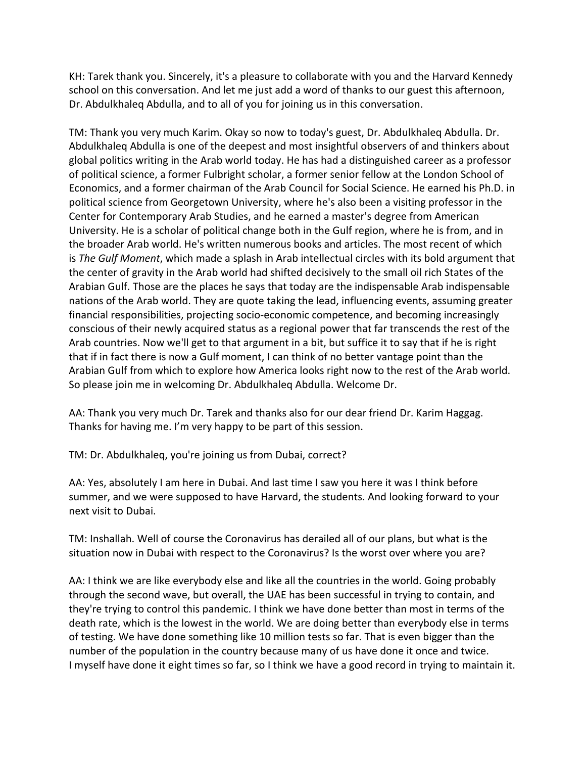KH: Tarek thank you. Sincerely, it's a pleasure to collaborate with you and the Harvard Kennedy school on this conversation. And let me just add a word of thanks to our guest this afternoon, Dr. Abdulkhaleq Abdulla, and to all of you for joining us in this conversation.

TM: Thank you very much Karim. Okay so now to today's guest, Dr. Abdulkhaleq Abdulla. Dr. Abdulkhaleq Abdulla is one of the deepest and most insightful observers of and thinkers about global politics writing in the Arab world today. He has had a distinguished career as a professor of political science, a former Fulbright scholar, a former senior fellow at the London School of Economics, and a former chairman of the Arab Council for Social Science. He earned his Ph.D. in political science from Georgetown University, where he's also been a visiting professor in the Center for Contemporary Arab Studies, and he earned a master's degree from American University. He is a scholar of political change both in the Gulf region, where he is from, and in the broader Arab world. He's written numerous books and articles. The most recent of which is *The Gulf Moment*, which made a splash in Arab intellectual circles with its bold argument that the center of gravity in the Arab world had shifted decisively to the small oil rich States of the Arabian Gulf. Those are the places he says that today are the indispensable Arab indispensable nations of the Arab world. They are quote taking the lead, influencing events, assuming greater financial responsibilities, projecting socio-economic competence, and becoming increasingly conscious of their newly acquired status as a regional power that far transcends the rest of the Arab countries. Now we'll get to that argument in a bit, but suffice it to say that if he is right that if in fact there is now a Gulf moment, I can think of no better vantage point than the Arabian Gulf from which to explore how America looks right now to the rest of the Arab world. So please join me in welcoming Dr. Abdulkhaleq Abdulla. Welcome Dr.

AA: Thank you very much Dr. Tarek and thanks also for our dear friend Dr. Karim Haggag. Thanks for having me. I'm very happy to be part of this session.

TM: Dr. Abdulkhaleq, you're joining us from Dubai, correct?

AA: Yes, absolutely I am here in Dubai. And last time I saw you here it was I think before summer, and we were supposed to have Harvard, the students. And looking forward to your next visit to Dubai.

TM: Inshallah. Well of course the Coronavirus has derailed all of our plans, but what is the situation now in Dubai with respect to the Coronavirus? Is the worst over where you are?

AA: I think we are like everybody else and like all the countries in the world. Going probably through the second wave, but overall, the UAE has been successful in trying to contain, and they're trying to control this pandemic. I think we have done better than most in terms of the death rate, which is the lowest in the world. We are doing better than everybody else in terms of testing. We have done something like 10 million tests so far. That is even bigger than the number of the population in the country because many of us have done it once and twice. I myself have done it eight times so far, so I think we have a good record in trying to maintain it.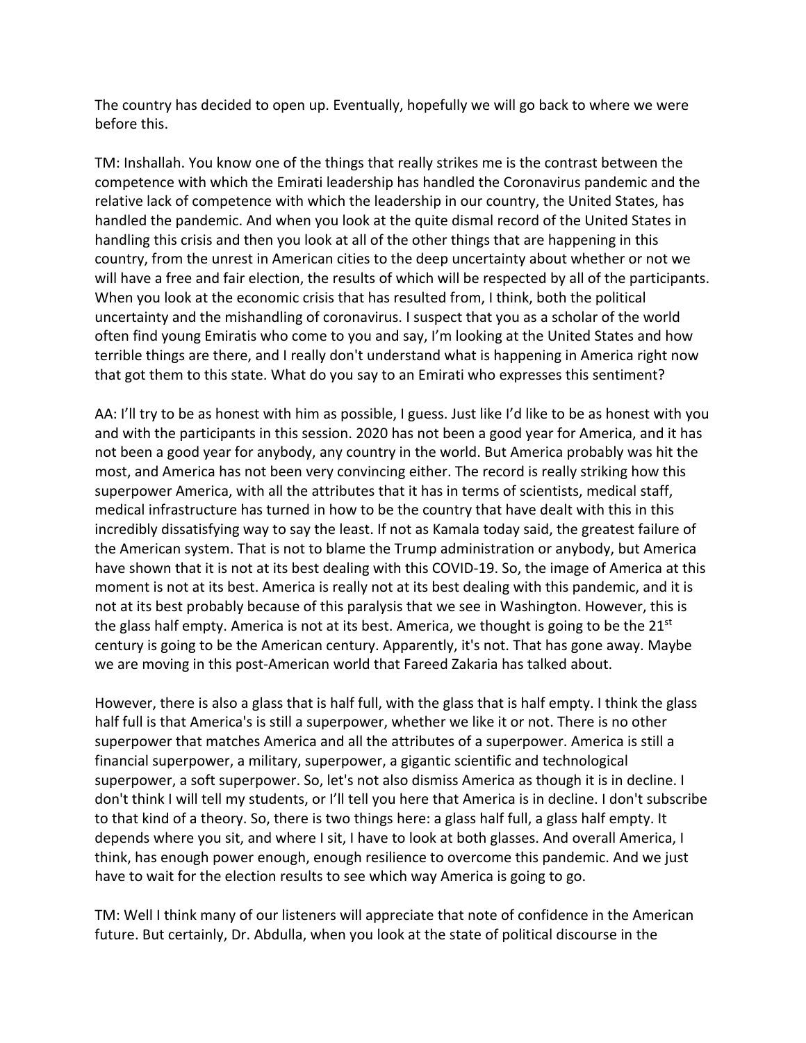The country has decided to open up. Eventually, hopefully we will go back to where we were before this.

TM: Inshallah. You know one of the things that really strikes me is the contrast between the competence with which the Emirati leadership has handled the Coronavirus pandemic and the relative lack of competence with which the leadership in our country, the United States, has handled the pandemic. And when you look at the quite dismal record of the United States in handling this crisis and then you look at all of the other things that are happening in this country, from the unrest in American cities to the deep uncertainty about whether or not we will have a free and fair election, the results of which will be respected by all of the participants. When you look at the economic crisis that has resulted from, I think, both the political uncertainty and the mishandling of coronavirus. I suspect that you as a scholar of the world often find young Emiratis who come to you and say, I'm looking at the United States and how terrible things are there, and I really don't understand what is happening in America right now that got them to this state. What do you say to an Emirati who expresses this sentiment?

AA: I'll try to be as honest with him as possible, I guess. Just like I'd like to be as honest with you and with the participants in this session. 2020 has not been a good year for America, and it has not been a good year for anybody, any country in the world. But America probably was hit the most, and America has not been very convincing either. The record is really striking how this superpower America, with all the attributes that it has in terms of scientists, medical staff, medical infrastructure has turned in how to be the country that have dealt with this in this incredibly dissatisfying way to say the least. If not as Kamala today said, the greatest failure of the American system. That is not to blame the Trump administration or anybody, but America have shown that it is not at its best dealing with this COVID-19. So, the image of America at this moment is not at its best. America is really not at its best dealing with this pandemic, and it is not at its best probably because of this paralysis that we see in Washington. However, this is the glass half empty. America is not at its best. America, we thought is going to be the 21st century is going to be the American century. Apparently, it's not. That has gone away. Maybe we are moving in this post-American world that Fareed Zakaria has talked about.

However, there is also a glass that is half full, with the glass that is half empty. I think the glass half full is that America's is still a superpower, whether we like it or not. There is no other superpower that matches America and all the attributes of a superpower. America is still a financial superpower, a military, superpower, a gigantic scientific and technological superpower, a soft superpower. So, let's not also dismiss America as though it is in decline. I don't think I will tell my students, or I'll tell you here that America is in decline. I don't subscribe to that kind of a theory. So, there is two things here: a glass half full, a glass half empty. It depends where you sit, and where I sit, I have to look at both glasses. And overall America, I think, has enough power enough, enough resilience to overcome this pandemic. And we just have to wait for the election results to see which way America is going to go.

TM: Well I think many of our listeners will appreciate that note of confidence in the American future. But certainly, Dr. Abdulla, when you look at the state of political discourse in the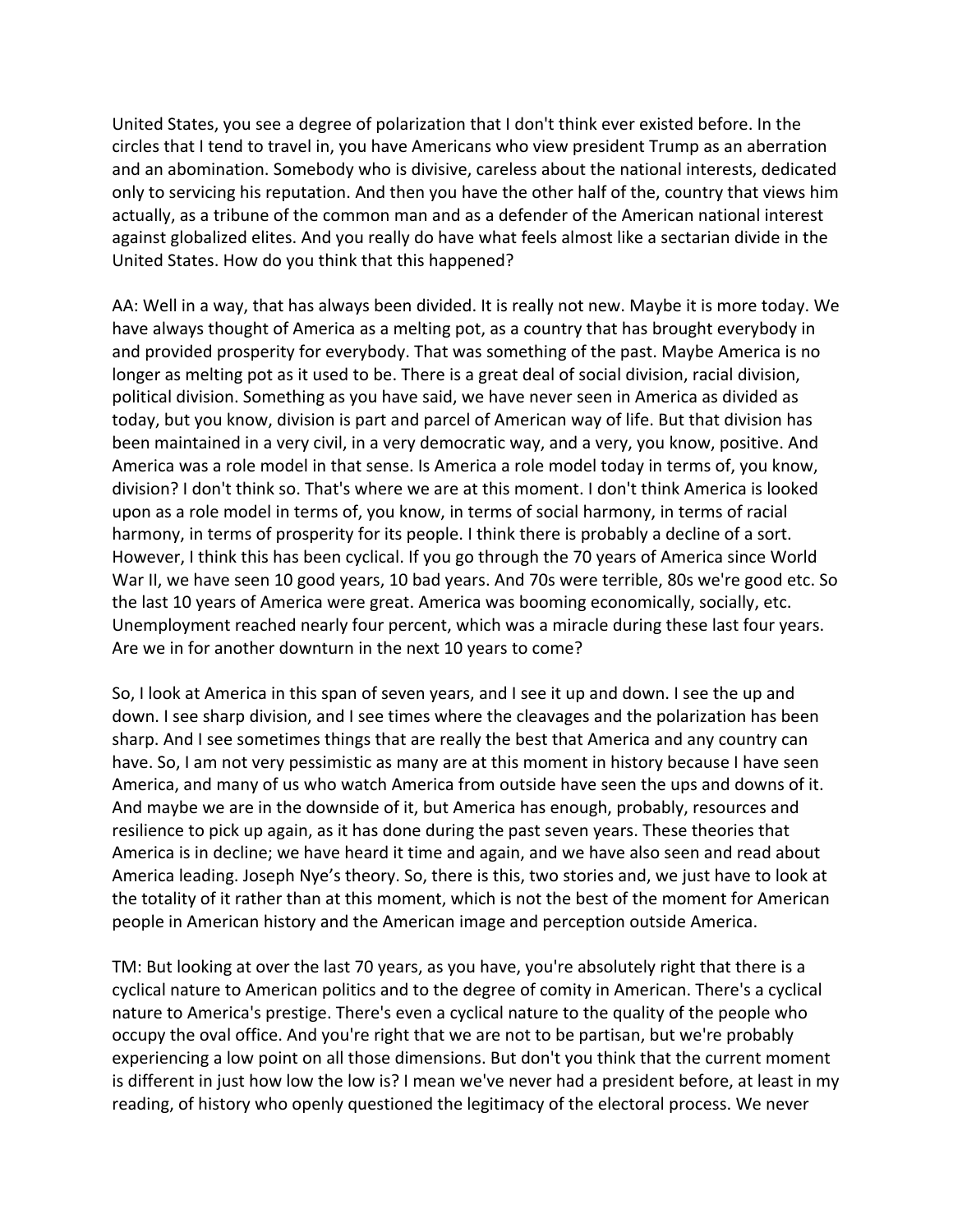United States, you see a degree of polarization that I don't think ever existed before. In the circles that I tend to travel in, you have Americans who view president Trump as an aberration and an abomination. Somebody who is divisive, careless about the national interests, dedicated only to servicing his reputation. And then you have the other half of the, country that views him actually, as a tribune of the common man and as a defender of the American national interest against globalized elites. And you really do have what feels almost like a sectarian divide in the United States. How do you think that this happened?

AA: Well in a way, that has always been divided. It is really not new. Maybe it is more today. We have always thought of America as a melting pot, as a country that has brought everybody in and provided prosperity for everybody. That was something of the past. Maybe America is no longer as melting pot as it used to be. There is a great deal of social division, racial division, political division. Something as you have said, we have never seen in America as divided as today, but you know, division is part and parcel of American way of life. But that division has been maintained in a very civil, in a very democratic way, and a very, you know, positive. And America was a role model in that sense. Is America a role model today in terms of, you know, division? I don't think so. That's where we are at this moment. I don't think America is looked upon as a role model in terms of, you know, in terms of social harmony, in terms of racial harmony, in terms of prosperity for its people. I think there is probably a decline of a sort. However, I think this has been cyclical. If you go through the 70 years of America since World War II, we have seen 10 good years, 10 bad years. And 70s were terrible, 80s we're good etc. So the last 10 years of America were great. America was booming economically, socially, etc. Unemployment reached nearly four percent, which was a miracle during these last four years. Are we in for another downturn in the next 10 years to come?

So, I look at America in this span of seven years, and I see it up and down. I see the up and down. I see sharp division, and I see times where the cleavages and the polarization has been sharp. And I see sometimes things that are really the best that America and any country can have. So, I am not very pessimistic as many are at this moment in history because I have seen America, and many of us who watch America from outside have seen the ups and downs of it. And maybe we are in the downside of it, but America has enough, probably, resources and resilience to pick up again, as it has done during the past seven years. These theories that America is in decline; we have heard it time and again, and we have also seen and read about America leading. Joseph Nye's theory. So, there is this, two stories and, we just have to look at the totality of it rather than at this moment, which is not the best of the moment for American people in American history and the American image and perception outside America.

TM: But looking at over the last 70 years, as you have, you're absolutely right that there is a cyclical nature to American politics and to the degree of comity in American. There's a cyclical nature to America's prestige. There's even a cyclical nature to the quality of the people who occupy the oval office. And you're right that we are not to be partisan, but we're probably experiencing a low point on all those dimensions. But don't you think that the current moment is different in just how low the low is? I mean we've never had a president before, at least in my reading, of history who openly questioned the legitimacy of the electoral process. We never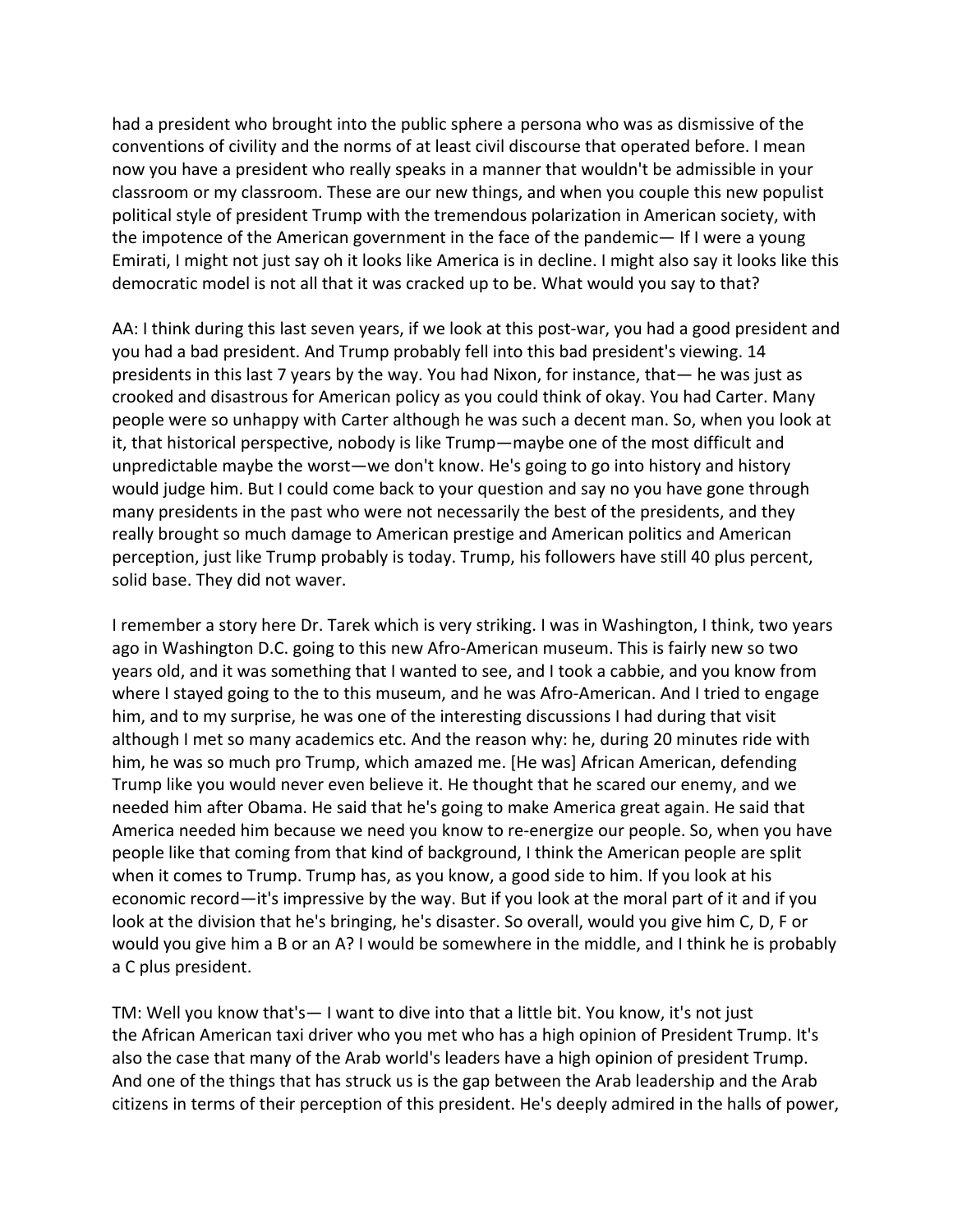had a president who brought into the public sphere a persona who was as dismissive of the conventions of civility and the norms of at least civil discourse that operated before. I mean now you have a president who really speaks in a manner that wouldn't be admissible in your classroom or my classroom. These are our new things, and when you couple this new populist political style of president Trump with the tremendous polarization in American society, with the impotence of the American government in the face of the pandemic— If I were a young Emirati, I might not just say oh it looks like America is in decline. I might also say it looks like this democratic model is not all that it was cracked up to be. What would you say to that?

AA: I think during this last seven years, if we look at this post-war, you had a good president and you had a bad president. And Trump probably fell into this bad president's viewing. 14 presidents in this last 7 years by the way. You had Nixon, for instance, that— he was just as crooked and disastrous for American policy as you could think of okay. You had Carter. Many people were so unhappy with Carter although he was such a decent man. So, when you look at it, that historical perspective, nobody is like Trump—maybe one of the most difficult and unpredictable maybe the worst—we don't know. He's going to go into history and history would judge him. But I could come back to your question and say no you have gone through many presidents in the past who were not necessarily the best of the presidents, and they really brought so much damage to American prestige and American politics and American perception, just like Trump probably is today. Trump, his followers have still 40 plus percent, solid base. They did not waver.

I remember a story here Dr. Tarek which is very striking. I was in Washington, I think, two years ago in Washington D.C. going to this new Afro-American museum. This is fairly new so two years old, and it was something that I wanted to see, and I took a cabbie, and you know from where I stayed going to the to this museum, and he was Afro-American. And I tried to engage him, and to my surprise, he was one of the interesting discussions I had during that visit although I met so many academics etc. And the reason why: he, during 20 minutes ride with him, he was so much pro Trump, which amazed me. [He was] African American, defending Trump like you would never even believe it. He thought that he scared our enemy, and we needed him after Obama. He said that he's going to make America great again. He said that America needed him because we need you know to re-energize our people. So, when you have people like that coming from that kind of background, I think the American people are split when it comes to Trump. Trump has, as you know, a good side to him. If you look at his economic record—it's impressive by the way. But if you look at the moral part of it and if you look at the division that he's bringing, he's disaster. So overall, would you give him C, D, F or would you give him a B or an A? I would be somewhere in the middle, and I think he is probably a C plus president.

TM: Well you know that's— I want to dive into that a little bit. You know, it's not just the African American taxi driver who you met who has a high opinion of President Trump. It's also the case that many of the Arab world's leaders have a high opinion of president Trump. And one of the things that has struck us is the gap between the Arab leadership and the Arab citizens in terms of their perception of this president. He's deeply admired in the halls of power,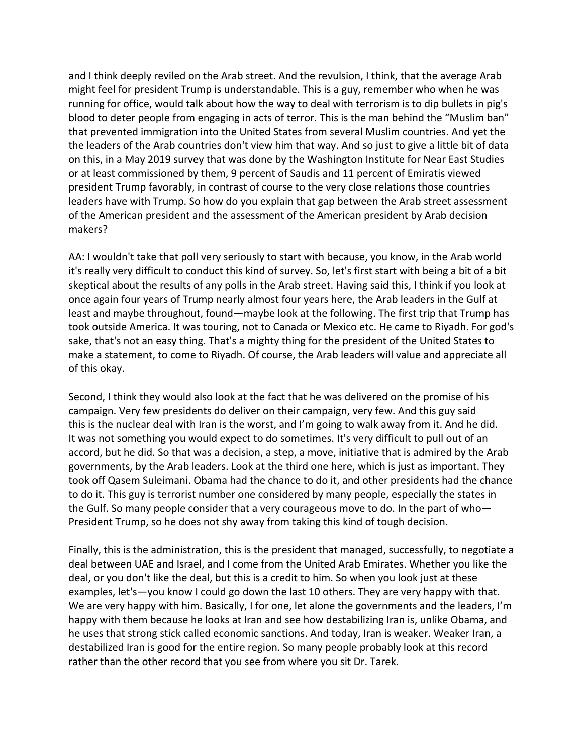and I think deeply reviled on the Arab street. And the revulsion, I think, that the average Arab might feel for president Trump is understandable. This is a guy, remember who when he was running for office, would talk about how the way to deal with terrorism is to dip bullets in pig's blood to deter people from engaging in acts of terror. This is the man behind the "Muslim ban" that prevented immigration into the United States from several Muslim countries. And yet the the leaders of the Arab countries don't view him that way. And so just to give a little bit of data on this, in a May 2019 survey that was done by the Washington Institute for Near East Studies or at least commissioned by them, 9 percent of Saudis and 11 percent of Emiratis viewed president Trump favorably, in contrast of course to the very close relations those countries leaders have with Trump. So how do you explain that gap between the Arab street assessment of the American president and the assessment of the American president by Arab decision makers?

AA: I wouldn't take that poll very seriously to start with because, you know, in the Arab world it's really very difficult to conduct this kind of survey. So, let's first start with being a bit of a bit skeptical about the results of any polls in the Arab street. Having said this, I think if you look at once again four years of Trump nearly almost four years here, the Arab leaders in the Gulf at least and maybe throughout, found—maybe look at the following. The first trip that Trump has took outside America. It was touring, not to Canada or Mexico etc. He came to Riyadh. For god's sake, that's not an easy thing. That's a mighty thing for the president of the United States to make a statement, to come to Riyadh. Of course, the Arab leaders will value and appreciate all of this okay.

Second, I think they would also look at the fact that he was delivered on the promise of his campaign. Very few presidents do deliver on their campaign, very few. And this guy said this is the nuclear deal with Iran is the worst, and I'm going to walk away from it. And he did. It was not something you would expect to do sometimes. It's very difficult to pull out of an accord, but he did. So that was a decision, a step, a move, initiative that is admired by the Arab governments, by the Arab leaders. Look at the third one here, which is just as important. They took off Qasem Suleimani. Obama had the chance to do it, and other presidents had the chance to do it. This guy is terrorist number one considered by many people, especially the states in the Gulf. So many people consider that a very courageous move to do. In the part of who—President Trump, so he does not shy away from taking this kind of tough decision.

Finally, this is the administration, this is the president that managed, successfully, to negotiate a deal between UAE and Israel, and I come from the United Arab Emirates. Whether you like the deal, or you don't like the deal, but this is a credit to him. So when you look just at these examples, let's—you know I could go down the last 10 others. They are very happy with that. We are very happy with him. Basically, I for one, let alone the governments and the leaders, I'm happy with them because he looks at Iran and see how destabilizing Iran is, unlike Obama, and he uses that strong stick called economic sanctions. And today, Iran is weaker. Weaker Iran, a destabilized Iran is good for the entire region. So many people probably look at this record rather than the other record that you see from where you sit Dr. Tarek.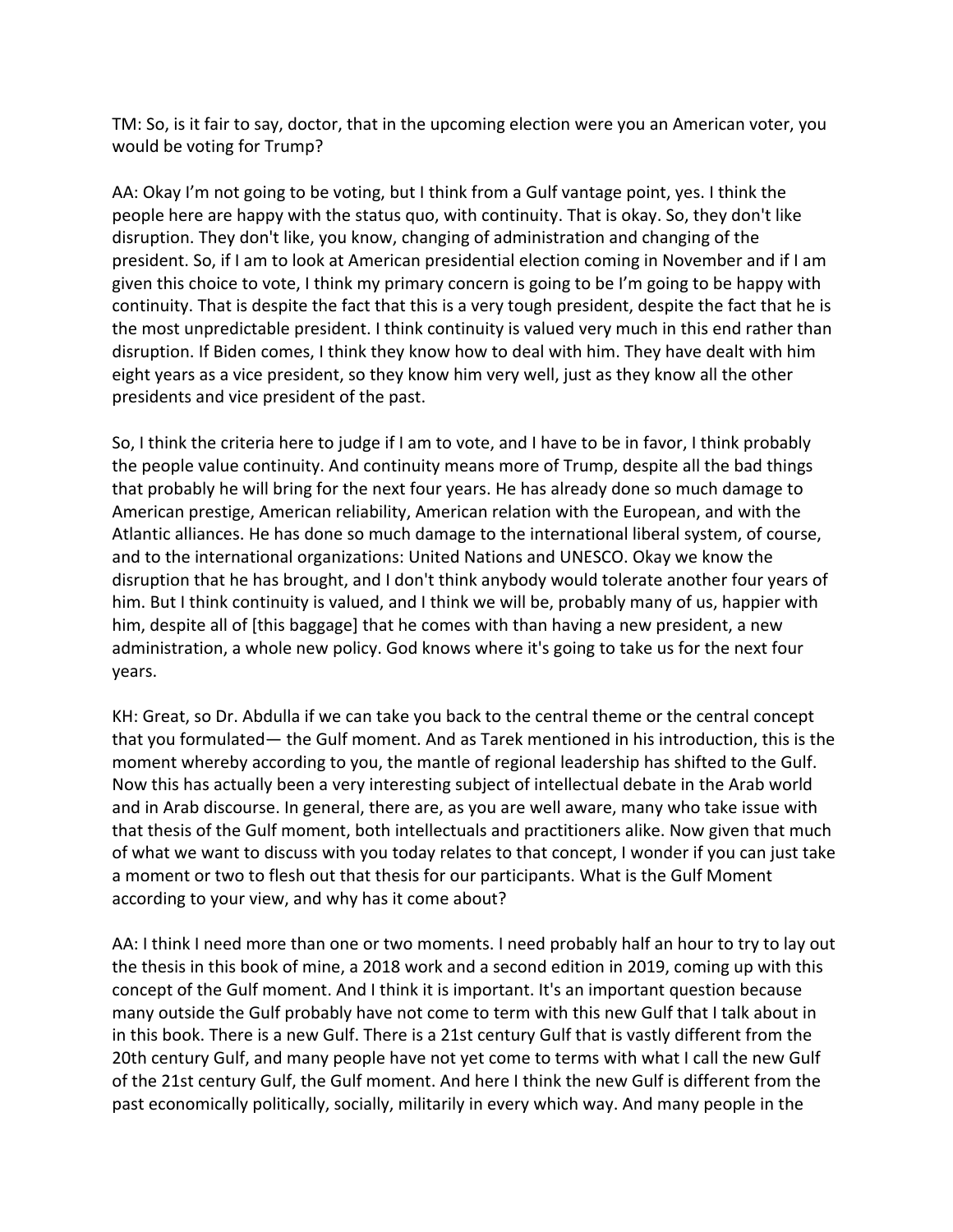TM: So, is it fair to say, doctor, that in the upcoming election were you an American voter, you would be voting for Trump?

AA: Okay I'm not going to be voting, but I think from a Gulf vantage point, yes. I think the people here are happy with the status quo, with continuity. That is okay. So, they don't like disruption. They don't like, you know, changing of administration and changing of the president. So, if I am to look at American presidential election coming in November and if I am given this choice to vote, I think my primary concern is going to be I'm going to be happy with continuity. That is despite the fact that this is a very tough president, despite the fact that he is the most unpredictable president. I think continuity is valued very much in this end rather than disruption. If Biden comes, I think they know how to deal with him. They have dealt with him eight years as a vice president, so they know him very well, just as they know all the other presidents and vice president of the past.

So, I think the criteria here to judge if I am to vote, and I have to be in favor, I think probably the people value continuity. And continuity means more of Trump, despite all the bad things that probably he will bring for the next four years. He has already done so much damage to American prestige, American reliability, American relation with the European, and with the Atlantic alliances. He has done so much damage to the international liberal system, of course, and to the international organizations: United Nations and UNESCO. Okay we know the disruption that he has brought, and I don't think anybody would tolerate another four years of him. But I think continuity is valued, and I think we will be, probably many of us, happier with him, despite all of [this baggage] that he comes with than having a new president, a new administration, a whole new policy. God knows where it's going to take us for the next four years.

KH: Great, so Dr. Abdulla if we can take you back to the central theme or the central concept that you formulated— the Gulf moment. And as Tarek mentioned in his introduction, this is the moment whereby according to you, the mantle of regional leadership has shifted to the Gulf. Now this has actually been a very interesting subject of intellectual debate in the Arab world and in Arab discourse. In general, there are, as you are well aware, many who take issue with that thesis of the Gulf moment, both intellectuals and practitioners alike. Now given that much of what we want to discuss with you today relates to that concept, I wonder if you can just take a moment or two to flesh out that thesis for our participants. What is the Gulf Moment according to your view, and why has it come about?

AA: I think I need more than one or two moments. I need probably half an hour to try to lay out the thesis in this book of mine, a 2018 work and a second edition in 2019, coming up with this concept of the Gulf moment. And I think it is important. It's an important question because many outside the Gulf probably have not come to term with this new Gulf that I talk about in in this book. There is a new Gulf. There is a 21st century Gulf that is vastly different from the 20th century Gulf, and many people have not yet come to terms with what I call the new Gulf of the 21st century Gulf, the Gulf moment. And here I think the new Gulf is different from the past economically politically, socially, militarily in every which way. And many people in the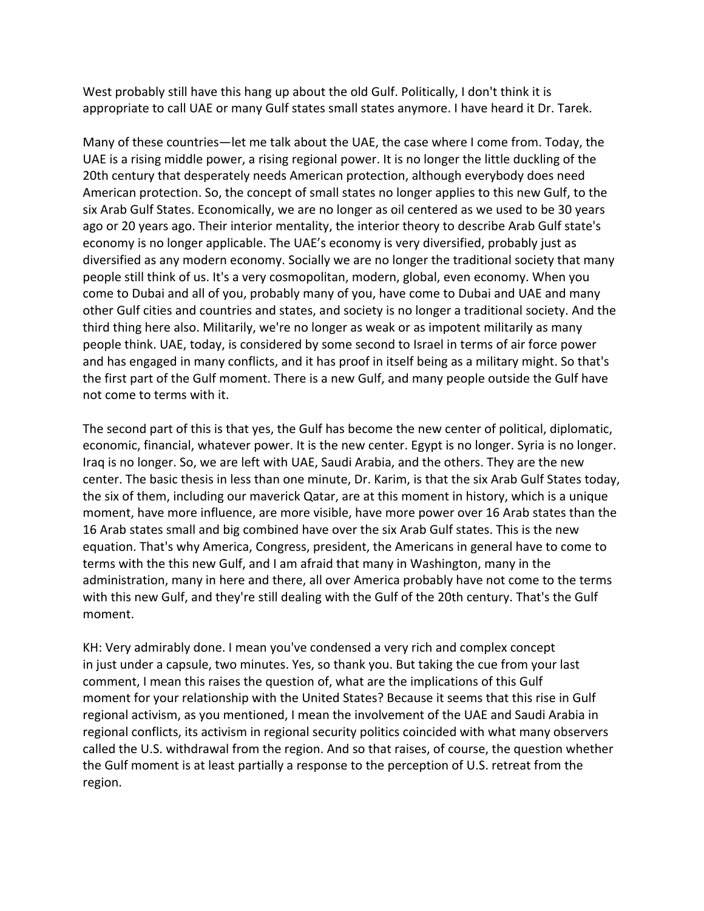West probably still have this hang up about the old Gulf. Politically, I don't think it is appropriate to call UAE or many Gulf states small states anymore. I have heard it Dr. Tarek.

Many of these countries—let me talk about the UAE, the case where I come from. Today, the UAE is a rising middle power, a rising regional power. It is no longer the little duckling of the 20th century that desperately needs American protection, although everybody does need American protection. So, the concept of small states no longer applies to this new Gulf, to the six Arab Gulf States. Economically, we are no longer as oil centered as we used to be 30 years ago or 20 years ago. Their interior mentality, the interior theory to describe Arab Gulf state's economy is no longer applicable. The UAE's economy is very diversified, probably just as diversified as any modern economy. Socially we are no longer the traditional society that many people still think of us. It's a very cosmopolitan, modern, global, even economy. When you come to Dubai and all of you, probably many of you, have come to Dubai and UAE and many other Gulf cities and countries and states, and society is no longer a traditional society. And the third thing here also. Militarily, we're no longer as weak or as impotent militarily as many people think. UAE, today, is considered by some second to Israel in terms of air force power and has engaged in many conflicts, and it has proof in itself being as a military might. So that's the first part of the Gulf moment. There is a new Gulf, and many people outside the Gulf have not come to terms with it.

The second part of this is that yes, the Gulf has become the new center of political, diplomatic, economic, financial, whatever power. It is the new center. Egypt is no longer. Syria is no longer. Iraq is no longer. So, we are left with UAE, Saudi Arabia, and the others. They are the new center. The basic thesis in less than one minute, Dr. Karim, is that the six Arab Gulf States today, the six of them, including our maverick Qatar, are at this moment in history, which is a unique moment, have more influence, are more visible, have more power over 16 Arab states than the 16 Arab states small and big combined have over the six Arab Gulf states. This is the new equation. That's why America, Congress, president, the Americans in general have to come to terms with the this new Gulf, and I am afraid that many in Washington, many in the administration, many in here and there, all over America probably have not come to the terms with this new Gulf, and they're still dealing with the Gulf of the 20th century. That's the Gulf moment.

KH: Very admirably done. I mean you've condensed a very rich and complex concept in just under a capsule, two minutes. Yes, so thank you. But taking the cue from your last comment, I mean this raises the question of, what are the implications of this Gulf moment for your relationship with the United States? Because it seems that this rise in Gulf regional activism, as you mentioned, I mean the involvement of the UAE and Saudi Arabia in regional conflicts, its activism in regional security politics coincided with what many observers called the U.S. withdrawal from the region. And so that raises, of course, the question whether the Gulf moment is at least partially a response to the perception of U.S. retreat from the region.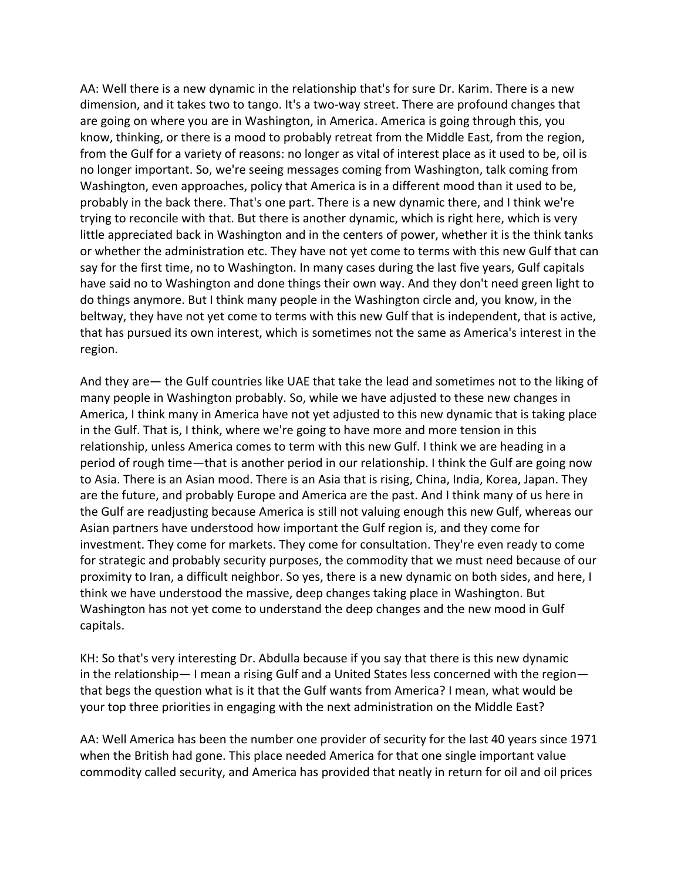AA: Well there is a new dynamic in the relationship that's for sure Dr. Karim. There is a new dimension, and it takes two to tango. It's a two-way street. There are profound changes that are going on where you are in Washington, in America. America is going through this, you know, thinking, or there is a mood to probably retreat from the Middle East, from the region, from the Gulf for a variety of reasons: no longer as vital of interest place as it used to be, oil is no longer important. So, we're seeing messages coming from Washington, talk coming from Washington, even approaches, policy that America is in a different mood than it used to be, probably in the back there. That's one part. There is a new dynamic there, and I think we're trying to reconcile with that. But there is another dynamic, which is right here, which is very little appreciated back in Washington and in the centers of power, whether it is the think tanks or whether the administration etc. They have not yet come to terms with this new Gulf that can say for the first time, no to Washington. In many cases during the last five years, Gulf capitals have said no to Washington and done things their own way. And they don't need green light to do things anymore. But I think many people in the Washington circle and, you know, in the beltway, they have not yet come to terms with this new Gulf that is independent, that is active, that has pursued its own interest, which is sometimes not the same as America's interest in the region.

And they are— the Gulf countries like UAE that take the lead and sometimes not to the liking of many people in Washington probably. So, while we have adjusted to these new changes in America, I think many in America have not yet adjusted to this new dynamic that is taking place in the Gulf. That is, I think, where we're going to have more and more tension in this relationship, unless America comes to term with this new Gulf. I think we are heading in a period of rough time—that is another period in our relationship. I think the Gulf are going now to Asia. There is an Asian mood. There is an Asia that is rising, China, India, Korea, Japan. They are the future, and probably Europe and America are the past. And I think many of us here in the Gulf are readjusting because America is still not valuing enough this new Gulf, whereas our Asian partners have understood how important the Gulf region is, and they come for investment. They come for markets. They come for consultation. They're even ready to come for strategic and probably security purposes, the commodity that we must need because of our proximity to Iran, a difficult neighbor. So yes, there is a new dynamic on both sides, and here, I think we have understood the massive, deep changes taking place in Washington. But Washington has not yet come to understand the deep changes and the new mood in Gulf capitals.

KH: So that's very interesting Dr. Abdulla because if you say that there is this new dynamic in the relationship— I mean a rising Gulf and a United States less concerned with the region— that begs the question what is it that the Gulf wants from America? I mean, what would be your top three priorities in engaging with the next administration on the Middle East?

AA: Well America has been the number one provider of security for the last 40 years since 1971 when the British had gone. This place needed America for that one single important value commodity called security, and America has provided that neatly in return for oil and oil prices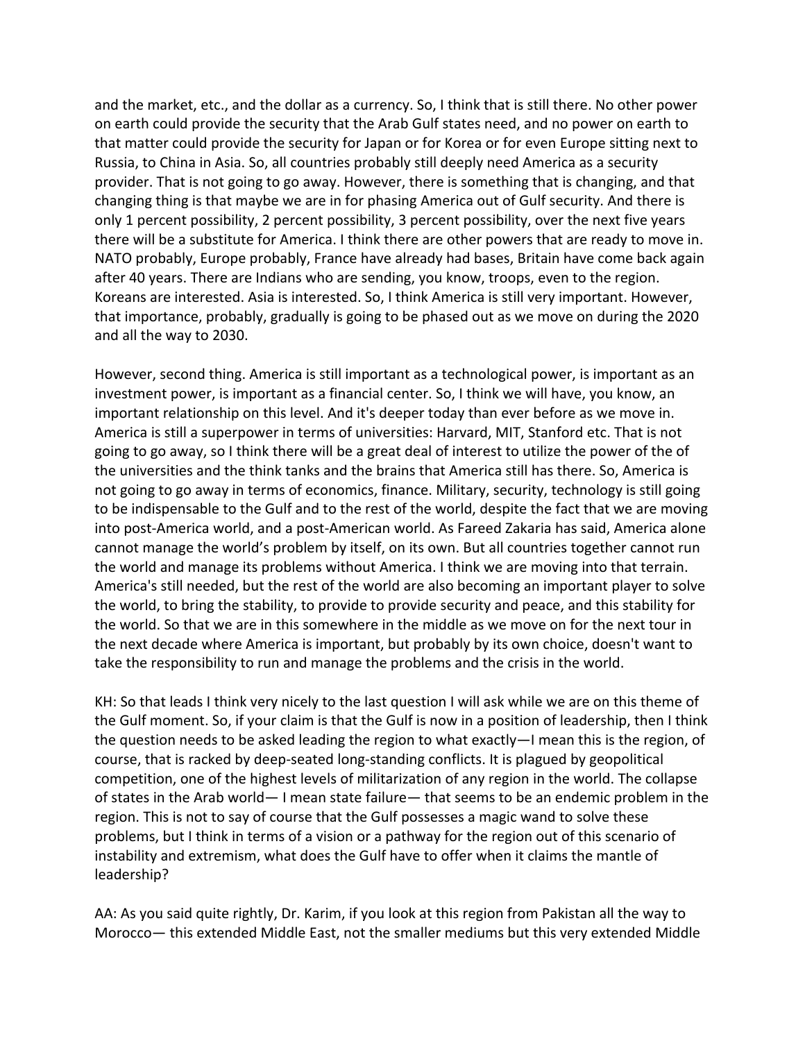and the market, etc., and the dollar as a currency. So, I think that is still there. No other power on earth could provide the security that the Arab Gulf states need, and no power on earth to that matter could provide the security for Japan or for Korea or for even Europe sitting next to Russia, to China in Asia. So, all countries probably still deeply need America as a security provider. That is not going to go away. However, there is something that is changing, and that changing thing is that maybe we are in for phasing America out of Gulf security. And there is only 1 percent possibility, 2 percent possibility, 3 percent possibility, over the next five years there will be a substitute for America. I think there are other powers that are ready to move in. NATO probably, Europe probably, France have already had bases, Britain have come back again after 40 years. There are Indians who are sending, you know, troops, even to the region. Koreans are interested. Asia is interested. So, I think America is still very important. However, that importance, probably, gradually is going to be phased out as we move on during the 2020 and all the way to 2030.

However, second thing. America is still important as a technological power, is important as an investment power, is important as a financial center. So, I think we will have, you know, an important relationship on this level. And it's deeper today than ever before as we move in. America is still a superpower in terms of universities: Harvard, MIT, Stanford etc. That is not going to go away, so I think there will be a great deal of interest to utilize the power of the of the universities and the think tanks and the brains that America still has there. So, America is not going to go away in terms of economics, finance. Military, security, technology is still going to be indispensable to the Gulf and to the rest of the world, despite the fact that we are moving into post-America world, and a post-American world. As Fareed Zakaria has said, America alone cannot manage the world's problem by itself, on its own. But all countries together cannot run the world and manage its problems without America. I think we are moving into that terrain. America's still needed, but the rest of the world are also becoming an important player to solve the world, to bring the stability, to provide to provide security and peace, and this stability for the world. So that we are in this somewhere in the middle as we move on for the next tour in the next decade where America is important, but probably by its own choice, doesn't want to take the responsibility to run and manage the problems and the crisis in the world.

KH: So that leads I think very nicely to the last question I will ask while we are on this theme of the Gulf moment. So, if your claim is that the Gulf is now in a position of leadership, then I think the question needs to be asked leading the region to what exactly—I mean this is the region, of course, that is racked by deep-seated long-standing conflicts. It is plagued by geopolitical competition, one of the highest levels of militarization of any region in the world. The collapse of states in the Arab world— I mean state failure— that seems to be an endemic problem in the region. This is not to say of course that the Gulf possesses a magic wand to solve these problems, but I think in terms of a vision or a pathway for the region out of this scenario of instability and extremism, what does the Gulf have to offer when it claims the mantle of leadership?

AA: As you said quite rightly, Dr. Karim, if you look at this region from Pakistan all the way to Morocco— this extended Middle East, not the smaller mediums but this very extended Middle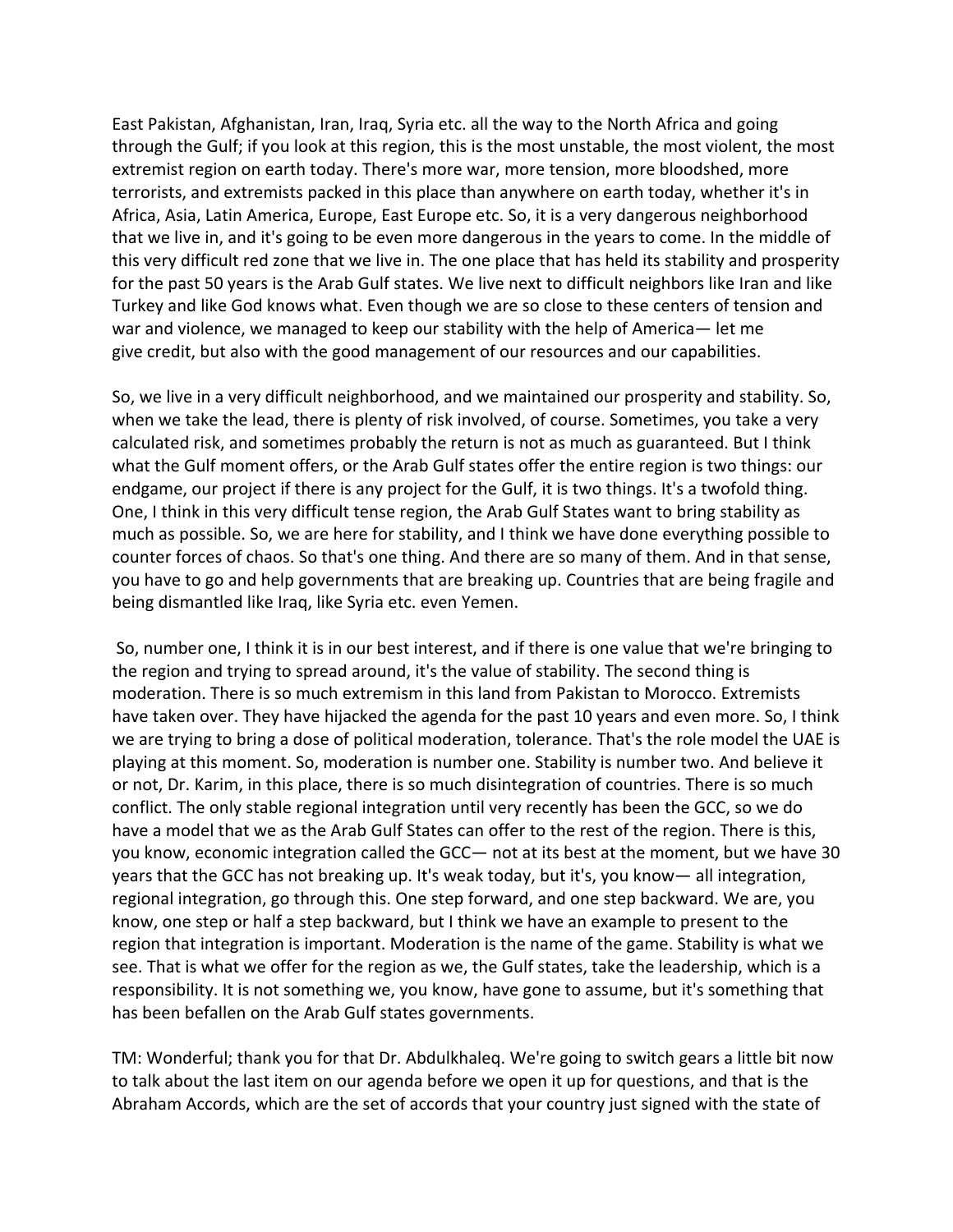East Pakistan, Afghanistan, Iran, Iraq, Syria etc. all the way to the North Africa and going through the Gulf; if you look at this region, this is the most unstable, the most violent, the most extremist region on earth today. There's more war, more tension, more bloodshed, more terrorists, and extremists packed in this place than anywhere on earth today, whether it's in Africa, Asia, Latin America, Europe, East Europe etc. So, it is a very dangerous neighborhood that we live in, and it's going to be even more dangerous in the years to come. In the middle of this very difficult red zone that we live in. The one place that has held its stability and prosperity for the past 50 years is the Arab Gulf states. We live next to difficult neighbors like Iran and like Turkey and like God knows what. Even though we are so close to these centers of tension and war and violence, we managed to keep our stability with the help of America— let me give credit, but also with the good management of our resources and our capabilities.

So, we live in a very difficult neighborhood, and we maintained our prosperity and stability. So, when we take the lead, there is plenty of risk involved, of course. Sometimes, you take a very calculated risk, and sometimes probably the return is not as much as guaranteed. But I think what the Gulf moment offers, or the Arab Gulf states offer the entire region is two things: our endgame, our project if there is any project for the Gulf, it is two things. It's a twofold thing. One, I think in this very difficult tense region, the Arab Gulf States want to bring stability as much as possible. So, we are here for stability, and I think we have done everything possible to counter forces of chaos. So that's one thing. And there are so many of them. And in that sense, you have to go and help governments that are breaking up. Countries that are being fragile and being dismantled like Iraq, like Syria etc. even Yemen.

So, number one, I think it is in our best interest, and if there is one value that we're bringing to the region and trying to spread around, it's the value of stability. The second thing is moderation. There is so much extremism in this land from Pakistan to Morocco. Extremists have taken over. They have hijacked the agenda for the past 10 years and even more. So, I think we are trying to bring a dose of political moderation, tolerance. That's the role model the UAE is playing at this moment. So, moderation is number one. Stability is number two. And believe it or not, Dr. Karim, in this place, there is so much disintegration of countries. There is so much conflict. The only stable regional integration until very recently has been the GCC, so we do have a model that we as the Arab Gulf States can offer to the rest of the region. There is this, you know, economic integration called the GCC— not at its best at the moment, but we have 30 years that the GCC has not breaking up. It's weak today, but it's, you know— all integration, regional integration, go through this. One step forward, and one step backward. We are, you know, one step or half a step backward, but I think we have an example to present to the region that integration is important. Moderation is the name of the game. Stability is what we see. That is what we offer for the region as we, the Gulf states, take the leadership, which is a responsibility. It is not something we, you know, have gone to assume, but it's something that has been befallen on the Arab Gulf states governments.

TM: Wonderful; thank you for that Dr. Abdulkhaleq. We're going to switch gears a little bit now to talk about the last item on our agenda before we open it up for questions, and that is the Abraham Accords, which are the set of accords that your country just signed with the state of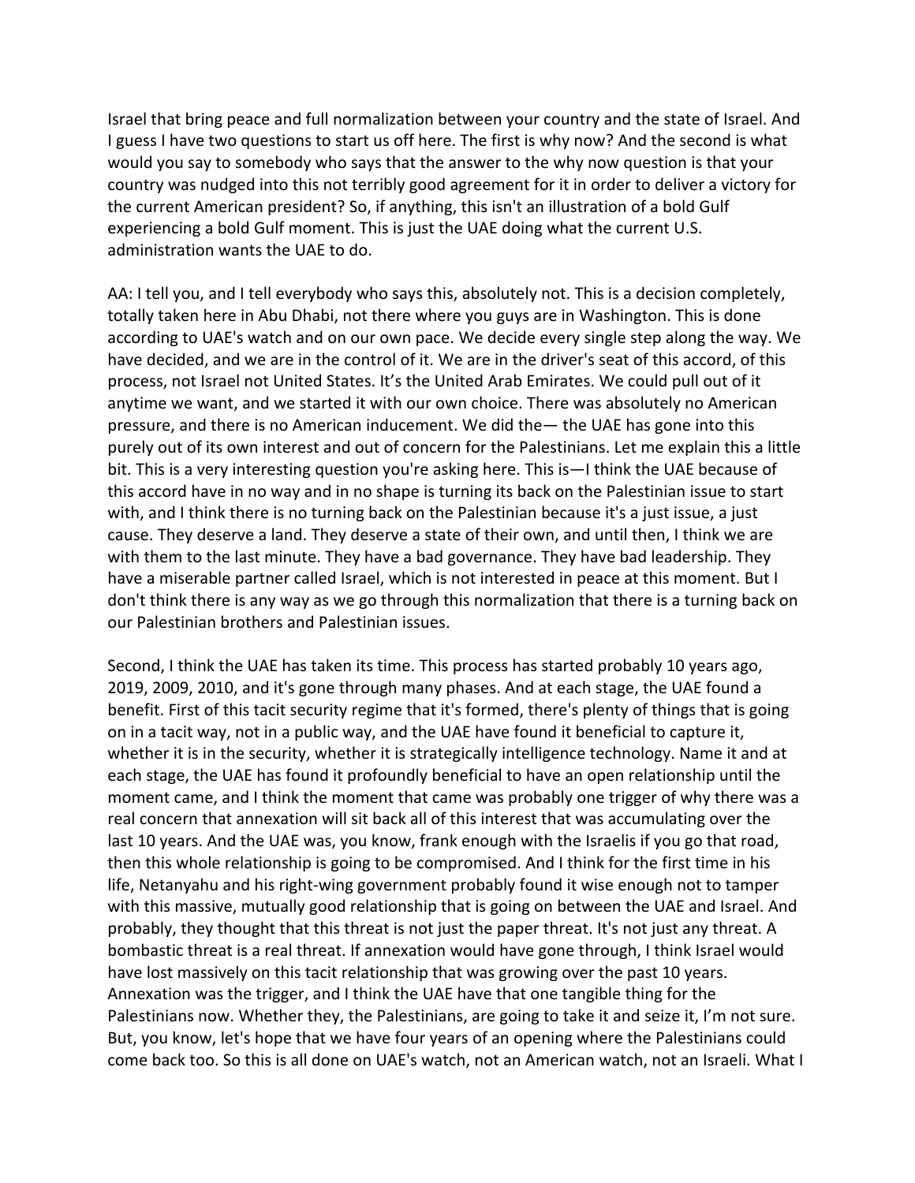Israel that bring peace and full normalization between your country and the state of Israel. And I guess I have two questions to start us off here. The first is why now? And the second is what would you say to somebody who says that the answer to the why now question is that your country was nudged into this not terribly good agreement for it in order to deliver a victory for the current American president? So, if anything, this isn't an illustration of a bold Gulf experiencing a bold Gulf moment. This is just the UAE doing what the current U.S. administration wants the UAE to do.

AA: I tell you, and I tell everybody who says this, absolutely not. This is a decision completely, totally taken here in Abu Dhabi, not there where you guys are in Washington. This is done according to UAE's watch and on our own pace. We decide every single step along the way. We have decided, and we are in the control of it. We are in the driver's seat of this accord, of this process, not Israel not United States. It's the United Arab Emirates. We could pull out of it anytime we want, and we started it with our own choice. There was absolutely no American pressure, and there is no American inducement. We did the— the UAE has gone into this purely out of its own interest and out of concern for the Palestinians. Let me explain this a little bit. This is a very interesting question you're asking here. This is—I think the UAE because of this accord have in no way and in no shape is turning its back on the Palestinian issue to start with, and I think there is no turning back on the Palestinian because it's a just issue, a just cause. They deserve a land. They deserve a state of their own, and until then, I think we are with them to the last minute. They have a bad governance. They have bad leadership. They have a miserable partner called Israel, which is not interested in peace at this moment. But I don't think there is any way as we go through this normalization that there is a turning back on our Palestinian brothers and Palestinian issues.

Second, I think the UAE has taken its time. This process has started probably 10 years ago, 2019, 2009, 2010, and it's gone through many phases. And at each stage, the UAE found a benefit. First of this tacit security regime that it's formed, there's plenty of things that is going on in a tacit way, not in a public way, and the UAE have found it beneficial to capture it, whether it is in the security, whether it is strategically intelligence technology. Name it and at each stage, the UAE has found it profoundly beneficial to have an open relationship until the moment came, and I think the moment that came was probably one trigger of why there was a real concern that annexation will sit back all of this interest that was accumulating over the last 10 years. And the UAE was, you know, frank enough with the Israelis if you go that road, then this whole relationship is going to be compromised. And I think for the first time in his life, Netanyahu and his right-wing government probably found it wise enough not to tamper with this massive, mutually good relationship that is going on between the UAE and Israel. And probably, they thought that this threat is not just the paper threat. It's not just any threat. A bombastic threat is a real threat. If annexation would have gone through, I think Israel would have lost massively on this tacit relationship that was growing over the past 10 years. Annexation was the trigger, and I think the UAE have that one tangible thing for the Palestinians now. Whether they, the Palestinians, are going to take it and seize it, I'm not sure. But, you know, let's hope that we have four years of an opening where the Palestinians could come back too. So this is all done on UAE's watch, not an American watch, not an Israeli. What I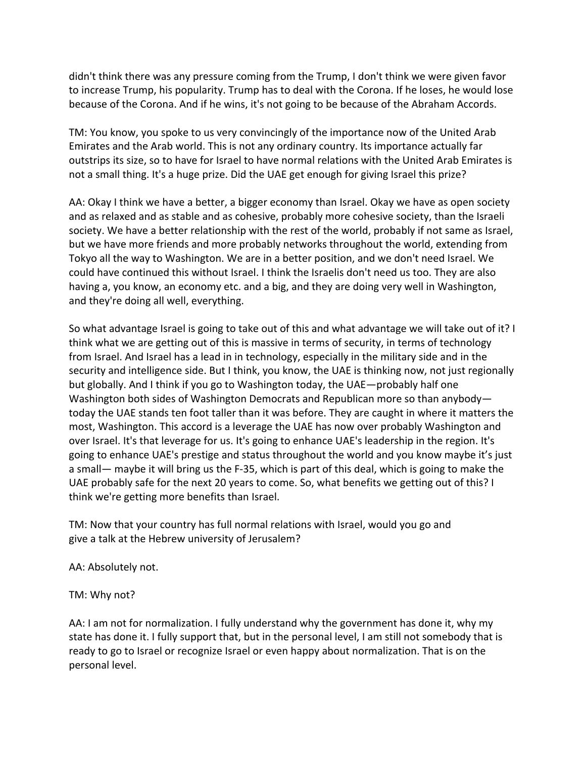didn't think there was any pressure coming from the Trump, I don't think we were given favor to increase Trump, his popularity. Trump has to deal with the Corona. If he loses, he would lose because of the Corona. And if he wins, it's not going to be because of the Abraham Accords.

TM: You know, you spoke to us very convincingly of the importance now of the United Arab Emirates and the Arab world. This is not any ordinary country. Its importance actually far outstrips its size, so to have for Israel to have normal relations with the United Arab Emirates is not a small thing. It's a huge prize. Did the UAE get enough for giving Israel this prize?

AA: Okay I think we have a better, a bigger economy than Israel. Okay we have as open society and as relaxed and as stable and as cohesive, probably more cohesive society, than the Israeli society. We have a better relationship with the rest of the world, probably if not same as Israel, but we have more friends and more probably networks throughout the world, extending from Tokyo all the way to Washington. We are in a better position, and we don't need Israel. We could have continued this without Israel. I think the Israelis don't need us too. They are also having a, you know, an economy etc. and a big, and they are doing very well in Washington, and they're doing all well, everything.

So what advantage Israel is going to take out of this and what advantage we will take out of it? I think what we are getting out of this is massive in terms of security, in terms of technology from Israel. And Israel has a lead in in technology, especially in the military side and in the security and intelligence side. But I think, you know, the UAE is thinking now, not just regionally but globally. And I think if you go to Washington today, the UAE—probably half one Washington both sides of Washington Democrats and Republican more so than anybody—today the UAE stands ten foot taller than it was before. They are caught in where it matters the most, Washington. This accord is a leverage the UAE has now over probably Washington and over Israel. It's that leverage for us. It's going to enhance UAE's leadership in the region. It's going to enhance UAE's prestige and status throughout the world and you know maybe it's just a small— maybe it will bring us the F-35, which is part of this deal, which is going to make the UAE probably safe for the next 20 years to come. So, what benefits we getting out of this? I think we're getting more benefits than Israel.

TM: Now that your country has full normal relations with Israel, would you go and give a talk at the Hebrew university of Jerusalem?

AA: Absolutely not.

TM: Why not?

AA: I am not for normalization. I fully understand why the government has done it, why my state has done it. I fully support that, but in the personal level, I am still not somebody that is ready to go to Israel or recognize Israel or even happy about normalization. That is on the personal level.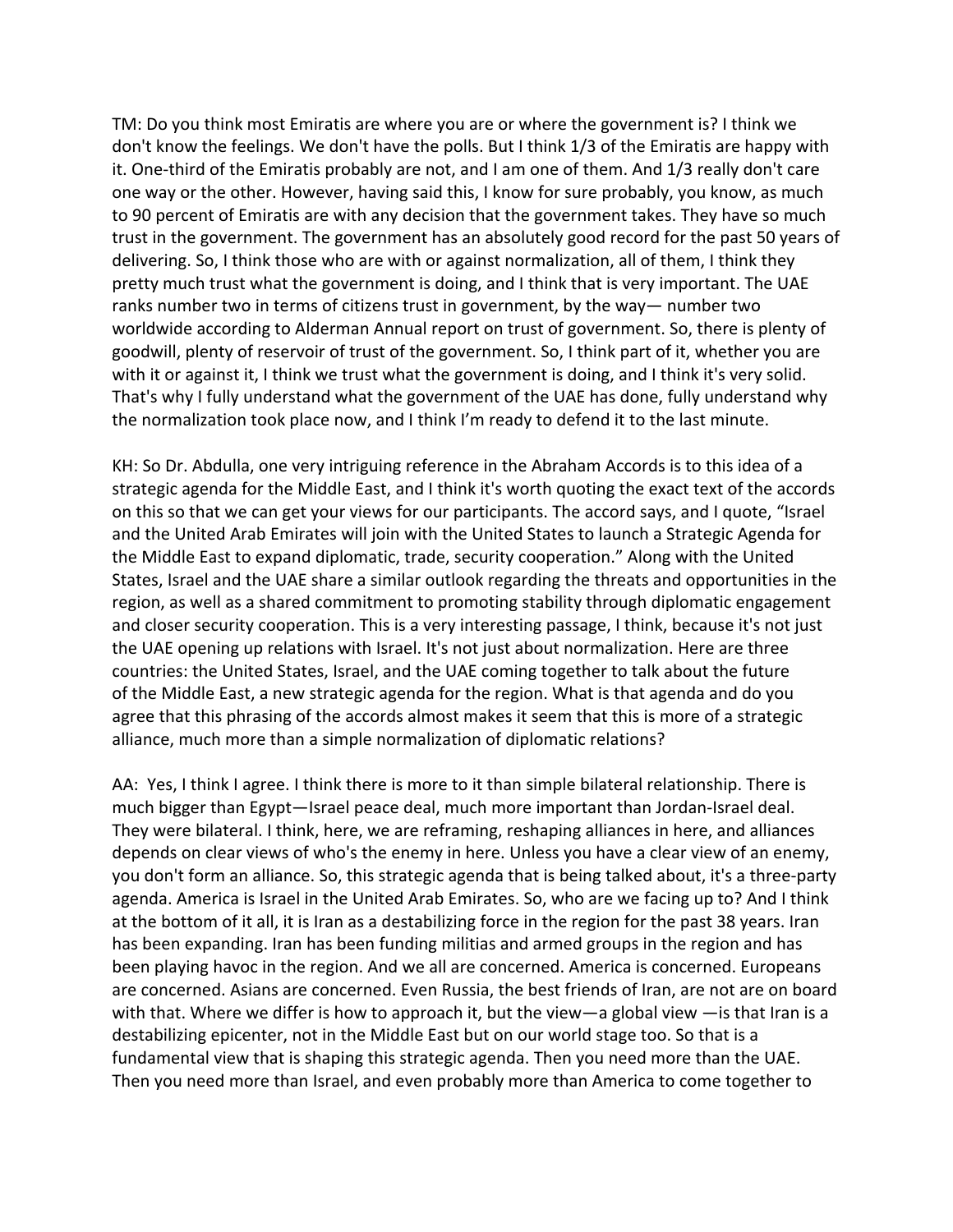TM: Do you think most Emiratis are where you are or where the government is? I think we don't know the feelings. We don't have the polls. But I think 1/3 of the Emiratis are happy with it. One-third of the Emiratis probably are not, and I am one of them. And 1/3 really don't care one way or the other. However, having said this, I know for sure probably, you know, as much to 90 percent of Emiratis are with any decision that the government takes. They have so much trust in the government. The government has an absolutely good record for the past 50 years of delivering. So, I think those who are with or against normalization, all of them, I think they pretty much trust what the government is doing, and I think that is very important. The UAE ranks number two in terms of citizens trust in government, by the way— number two worldwide according to Alderman Annual report on trust of government. So, there is plenty of goodwill, plenty of reservoir of trust of the government. So, I think part of it, whether you are with it or against it, I think we trust what the government is doing, and I think it's very solid. That's why I fully understand what the government of the UAE has done, fully understand why the normalization took place now, and I think I'm ready to defend it to the last minute.

KH: So Dr. Abdulla, one very intriguing reference in the Abraham Accords is to this idea of a strategic agenda for the Middle East, and I think it's worth quoting the exact text of the accords on this so that we can get your views for our participants. The accord says, and I quote, "Israel and the United Arab Emirates will join with the United States to launch a Strategic Agenda for the Middle East to expand diplomatic, trade, security cooperation." Along with the United States, Israel and the UAE share a similar outlook regarding the threats and opportunities in the region, as well as a shared commitment to promoting stability through diplomatic engagement and closer security cooperation. This is a very interesting passage, I think, because it's not just the UAE opening up relations with Israel. It's not just about normalization. Here are three countries: the United States, Israel, and the UAE coming together to talk about the future of the Middle East, a new strategic agenda for the region. What is that agenda and do you agree that this phrasing of the accords almost makes it seem that this is more of a strategic alliance, much more than a simple normalization of diplomatic relations?

AA: Yes, I think I agree. I think there is more to it than simple bilateral relationship. There is much bigger than Egypt—Israel peace deal, much more important than Jordan-Israel deal. They were bilateral. I think, here, we are reframing, reshaping alliances in here, and alliances depends on clear views of who's the enemy in here. Unless you have a clear view of an enemy, you don't form an alliance. So, this strategic agenda that is being talked about, it's a three-party agenda. America is Israel in the United Arab Emirates. So, who are we facing up to? And I think at the bottom of it all, it is Iran as a destabilizing force in the region for the past 38 years. Iran has been expanding. Iran has been funding militias and armed groups in the region and has been playing havoc in the region. And we all are concerned. America is concerned. Europeans are concerned. Asians are concerned. Even Russia, the best friends of Iran, are not are on board with that. Where we differ is how to approach it, but the view—a global view —is that Iran is a destabilizing epicenter, not in the Middle East but on our world stage too. So that is a fundamental view that is shaping this strategic agenda. Then you need more than the UAE. Then you need more than Israel, and even probably more than America to come together to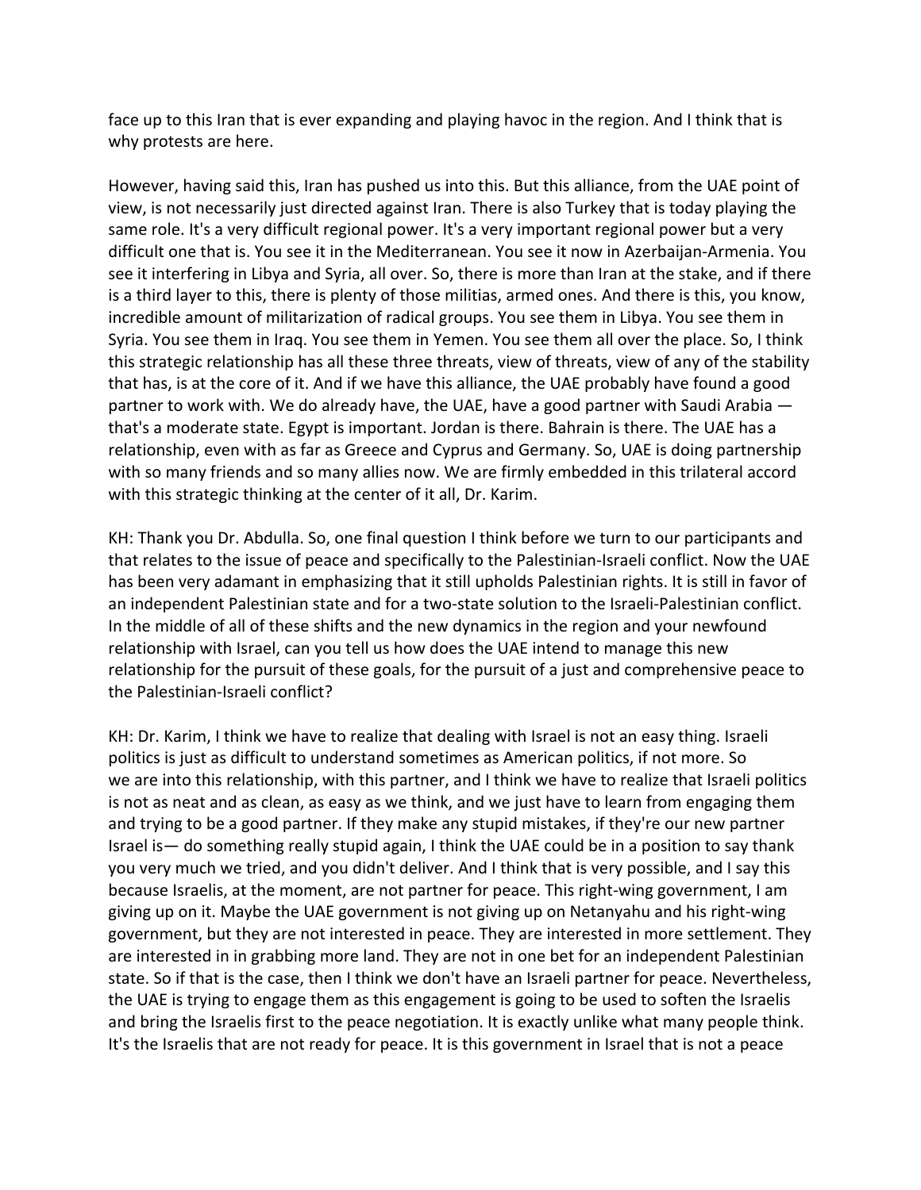face up to this Iran that is ever expanding and playing havoc in the region. And I think that is why protests are here.

However, having said this, Iran has pushed us into this. But this alliance, from the UAE point of view, is not necessarily just directed against Iran. There is also Turkey that is today playing the same role. It's a very difficult regional power. It's a very important regional power but a very difficult one that is. You see it in the Mediterranean. You see it now in Azerbaijan-Armenia. You see it interfering in Libya and Syria, all over. So, there is more than Iran at the stake, and if there is a third layer to this, there is plenty of those militias, armed ones. And there is this, you know, incredible amount of militarization of radical groups. You see them in Libya. You see them in Syria. You see them in Iraq. You see them in Yemen. You see them all over the place. So, I think this strategic relationship has all these three threats, view of threats, view of any of the stability that has, is at the core of it. And if we have this alliance, the UAE probably have found a good partner to work with. We do already have, the UAE, have a good partner with Saudi Arabia — that's a moderate state. Egypt is important. Jordan is there. Bahrain is there. The UAE has a relationship, even with as far as Greece and Cyprus and Germany. So, UAE is doing partnership with so many friends and so many allies now. We are firmly embedded in this trilateral accord with this strategic thinking at the center of it all, Dr. Karim.

KH: Thank you Dr. Abdulla. So, one final question I think before we turn to our participants and that relates to the issue of peace and specifically to the Palestinian-Israeli conflict. Now the UAE has been very adamant in emphasizing that it still upholds Palestinian rights. It is still in favor of an independent Palestinian state and for a two-state solution to the Israeli-Palestinian conflict. In the middle of all of these shifts and the new dynamics in the region and your newfound relationship with Israel, can you tell us how does the UAE intend to manage this new relationship for the pursuit of these goals, for the pursuit of a just and comprehensive peace to the Palestinian-Israeli conflict?

KH: Dr. Karim, I think we have to realize that dealing with Israel is not an easy thing. Israeli politics is just as difficult to understand sometimes as American politics, if not more. So we are into this relationship, with this partner, and I think we have to realize that Israeli politics is not as neat and as clean, as easy as we think, and we just have to learn from engaging them and trying to be a good partner. If they make any stupid mistakes, if they're our new partner Israel is— do something really stupid again, I think the UAE could be in a position to say thank you very much we tried, and you didn't deliver. And I think that is very possible, and I say this because Israelis, at the moment, are not partner for peace. This right-wing government, I am giving up on it. Maybe the UAE government is not giving up on Netanyahu and his right-wing government, but they are not interested in peace. They are interested in more settlement. They are interested in in grabbing more land. They are not in one bet for an independent Palestinian state. So if that is the case, then I think we don't have an Israeli partner for peace. Nevertheless, the UAE is trying to engage them as this engagement is going to be used to soften the Israelis and bring the Israelis first to the peace negotiation. It is exactly unlike what many people think. It's the Israelis that are not ready for peace. It is this government in Israel that is not a peace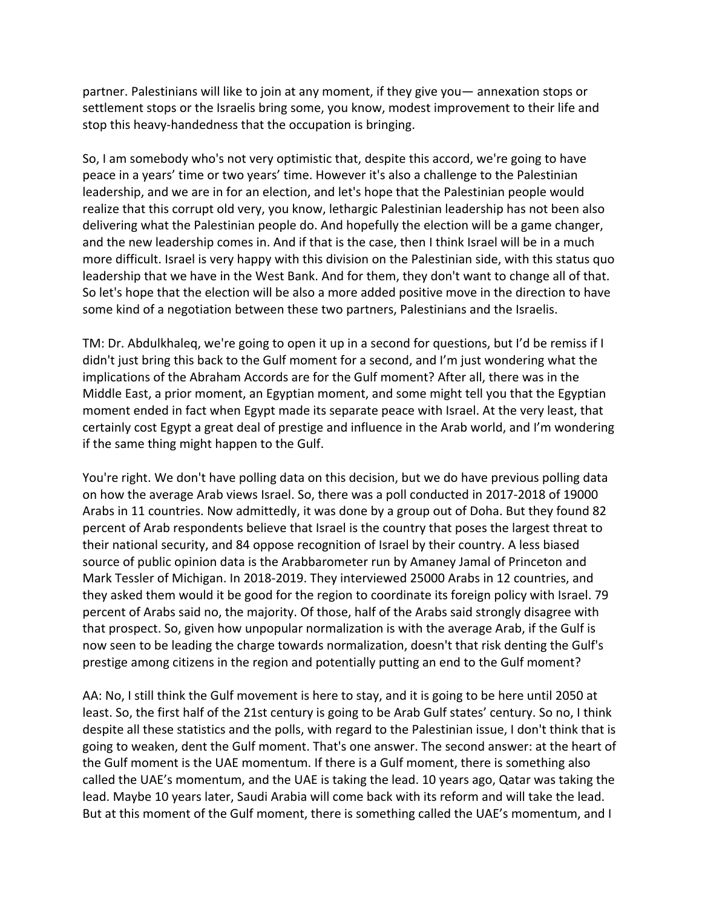partner. Palestinians will like to join at any moment, if they give you— annexation stops or settlement stops or the Israelis bring some, you know, modest improvement to their life and stop this heavy-handedness that the occupation is bringing.

So, I am somebody who's not very optimistic that, despite this accord, we're going to have peace in a years' time or two years' time. However it's also a challenge to the Palestinian leadership, and we are in for an election, and let's hope that the Palestinian people would realize that this corrupt old very, you know, lethargic Palestinian leadership has not been also delivering what the Palestinian people do. And hopefully the election will be a game changer, and the new leadership comes in. And if that is the case, then I think Israel will be in a much more difficult. Israel is very happy with this division on the Palestinian side, with this status quo leadership that we have in the West Bank. And for them, they don't want to change all of that. So let's hope that the election will be also a more added positive move in the direction to have some kind of a negotiation between these two partners, Palestinians and the Israelis.

TM: Dr. Abdulkhaleq, we're going to open it up in a second for questions, but I'd be remiss if I didn't just bring this back to the Gulf moment for a second, and I'm just wondering what the implications of the Abraham Accords are for the Gulf moment? After all, there was in the Middle East, a prior moment, an Egyptian moment, and some might tell you that the Egyptian moment ended in fact when Egypt made its separate peace with Israel. At the very least, that certainly cost Egypt a great deal of prestige and influence in the Arab world, and I'm wondering if the same thing might happen to the Gulf.

You're right. We don't have polling data on this decision, but we do have previous polling data on how the average Arab views Israel. So, there was a poll conducted in 2017-2018 of 19000 Arabs in 11 countries. Now admittedly, it was done by a group out of Doha. But they found 82 percent of Arab respondents believe that Israel is the country that poses the largest threat to their national security, and 84 oppose recognition of Israel by their country. A less biased source of public opinion data is the Arabbarometer run by Amaney Jamal of Princeton and Mark Tessler of Michigan. In 2018-2019. They interviewed 25000 Arabs in 12 countries, and they asked them would it be good for the region to coordinate its foreign policy with Israel. 79 percent of Arabs said no, the majority. Of those, half of the Arabs said strongly disagree with that prospect. So, given how unpopular normalization is with the average Arab, if the Gulf is now seen to be leading the charge towards normalization, doesn't that risk denting the Gulf's prestige among citizens in the region and potentially putting an end to the Gulf moment?

AA: No, I still think the Gulf movement is here to stay, and it is going to be here until 2050 at least. So, the first half of the 21st century is going to be Arab Gulf states' century. So no, I think despite all these statistics and the polls, with regard to the Palestinian issue, I don't think that is going to weaken, dent the Gulf moment. That's one answer. The second answer: at the heart of the Gulf moment is the UAE momentum. If there is a Gulf moment, there is something also called the UAE's momentum, and the UAE is taking the lead. 10 years ago, Qatar was taking the lead. Maybe 10 years later, Saudi Arabia will come back with its reform and will take the lead. But at this moment of the Gulf moment, there is something called the UAE's momentum, and I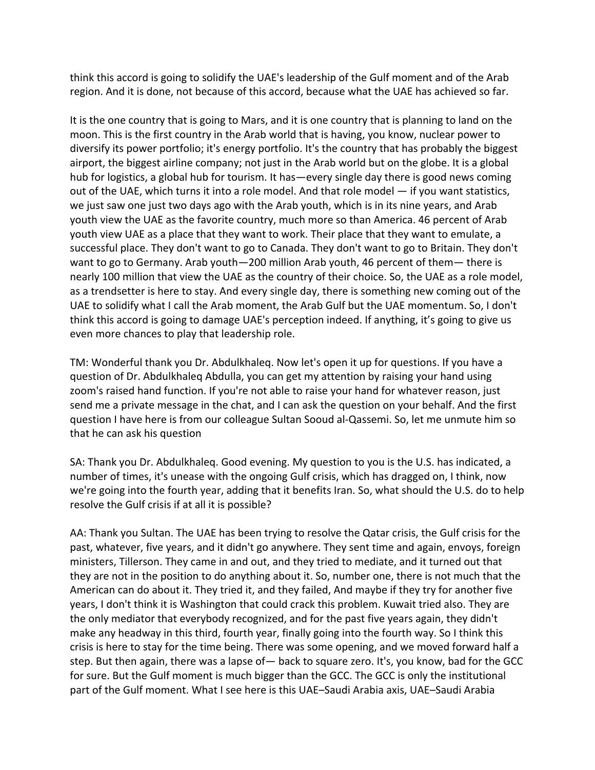think this accord is going to solidify the UAE's leadership of the Gulf moment and of the Arab region. And it is done, not because of this accord, because what the UAE has achieved so far.

It is the one country that is going to Mars, and it is one country that is planning to land on the moon. This is the first country in the Arab world that is having, you know, nuclear power to diversify its power portfolio; it's energy portfolio. It's the country that has probably the biggest airport, the biggest airline company; not just in the Arab world but on the globe. It is a global hub for logistics, a global hub for tourism. It has—every single day there is good news coming out of the UAE, which turns it into a role model. And that role model — if you want statistics, we just saw one just two days ago with the Arab youth, which is in its nine years, and Arab youth view the UAE as the favorite country, much more so than America. 46 percent of Arab youth view UAE as a place that they want to work. Their place that they want to emulate, a successful place. They don't want to go to Canada. They don't want to go to Britain. They don't want to go to Germany. Arab youth—200 million Arab youth, 46 percent of them— there is nearly 100 million that view the UAE as the country of their choice. So, the UAE as a role model, as a trendsetter is here to stay. And every single day, there is something new coming out of the UAE to solidify what I call the Arab moment, the Arab Gulf but the UAE momentum. So, I don't think this accord is going to damage UAE's perception indeed. If anything, it's going to give us even more chances to play that leadership role.

TM: Wonderful thank you Dr. Abdulkhaleq. Now let's open it up for questions. If you have a question of Dr. Abdulkhaleq Abdulla, you can get my attention by raising your hand using zoom's raised hand function. If you're not able to raise your hand for whatever reason, just send me a private message in the chat, and I can ask the question on your behalf. And the first question I have here is from our colleague Sultan Sooud al-Qassemi. So, let me unmute him so that he can ask his question

SA: Thank you Dr. Abdulkhaleq. Good evening. My question to you is the U.S. has indicated, a number of times, it's unease with the ongoing Gulf crisis, which has dragged on, I think, now we're going into the fourth year, adding that it benefits Iran. So, what should the U.S. do to help resolve the Gulf crisis if at all it is possible?

AA: Thank you Sultan. The UAE has been trying to resolve the Qatar crisis, the Gulf crisis for the past, whatever, five years, and it didn't go anywhere. They sent time and again, envoys, foreign ministers, Tillerson. They came in and out, and they tried to mediate, and it turned out that they are not in the position to do anything about it. So, number one, there is not much that the American can do about it. They tried it, and they failed, And maybe if they try for another five years, I don't think it is Washington that could crack this problem. Kuwait tried also. They are the only mediator that everybody recognized, and for the past five years again, they didn't make any headway in this third, fourth year, finally going into the fourth way. So I think this crisis is here to stay for the time being. There was some opening, and we moved forward half a step. But then again, there was a lapse of— back to square zero. It's, you know, bad for the GCC for sure. But the Gulf moment is much bigger than the GCC. The GCC is only the institutional part of the Gulf moment. What I see here is this UAE–Saudi Arabia axis, UAE–Saudi Arabia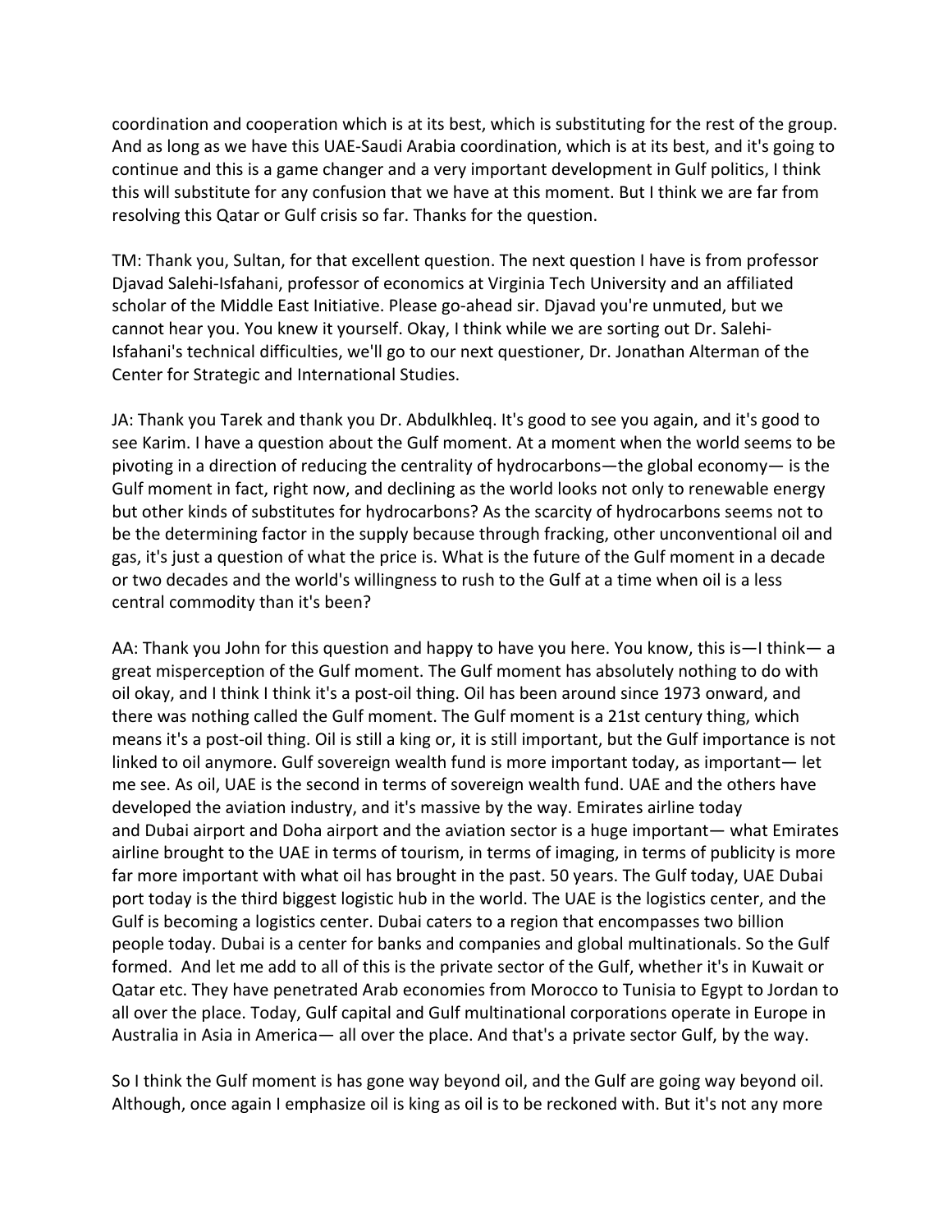coordination and cooperation which is at its best, which is substituting for the rest of the group. And as long as we have this UAE-Saudi Arabia coordination, which is at its best, and it's going to continue and this is a game changer and a very important development in Gulf politics, I think this will substitute for any confusion that we have at this moment. But I think we are far from resolving this Qatar or Gulf crisis so far. Thanks for the question.

TM: Thank you, Sultan, for that excellent question. The next question I have is from professor Djavad Salehi-Isfahani, professor of economics at Virginia Tech University and an affiliated scholar of the Middle East Initiative. Please go-ahead sir. Djavad you're unmuted, but we cannot hear you. You knew it yourself. Okay, I think while we are sorting out Dr. Salehi-Isfahani's technical difficulties, we'll go to our next questioner, Dr. Jonathan Alterman of the Center for Strategic and International Studies.

JA: Thank you Tarek and thank you Dr. Abdulkhleq. It's good to see you again, and it's good to see Karim. I have a question about the Gulf moment. At a moment when the world seems to be pivoting in a direction of reducing the centrality of hydrocarbons—the global economy— is the Gulf moment in fact, right now, and declining as the world looks not only to renewable energy but other kinds of substitutes for hydrocarbons? As the scarcity of hydrocarbons seems not to be the determining factor in the supply because through fracking, other unconventional oil and gas, it's just a question of what the price is. What is the future of the Gulf moment in a decade or two decades and the world's willingness to rush to the Gulf at a time when oil is a less central commodity than it's been?

AA: Thank you John for this question and happy to have you here. You know, this is—I think— a great misperception of the Gulf moment. The Gulf moment has absolutely nothing to do with oil okay, and I think I think it's a post-oil thing. Oil has been around since 1973 onward, and there was nothing called the Gulf moment. The Gulf moment is a 21st century thing, which means it's a post-oil thing. Oil is still a king or, it is still important, but the Gulf importance is not linked to oil anymore. Gulf sovereign wealth fund is more important today, as important— let me see. As oil, UAE is the second in terms of sovereign wealth fund. UAE and the others have developed the aviation industry, and it's massive by the way. Emirates airline today and Dubai airport and Doha airport and the aviation sector is a huge important— what Emirates airline brought to the UAE in terms of tourism, in terms of imaging, in terms of publicity is more far more important with what oil has brought in the past. 50 years. The Gulf today, UAE Dubai port today is the third biggest logistic hub in the world. The UAE is the logistics center, and the Gulf is becoming a logistics center. Dubai caters to a region that encompasses two billion people today. Dubai is a center for banks and companies and global multinationals. So the Gulf formed. And let me add to all of this is the private sector of the Gulf, whether it's in Kuwait or Qatar etc. They have penetrated Arab economies from Morocco to Tunisia to Egypt to Jordan to all over the place. Today, Gulf capital and Gulf multinational corporations operate in Europe in Australia in Asia in America— all over the place. And that's a private sector Gulf, by the way.

So I think the Gulf moment is has gone way beyond oil, and the Gulf are going way beyond oil. Although, once again I emphasize oil is king as oil is to be reckoned with. But it's not any more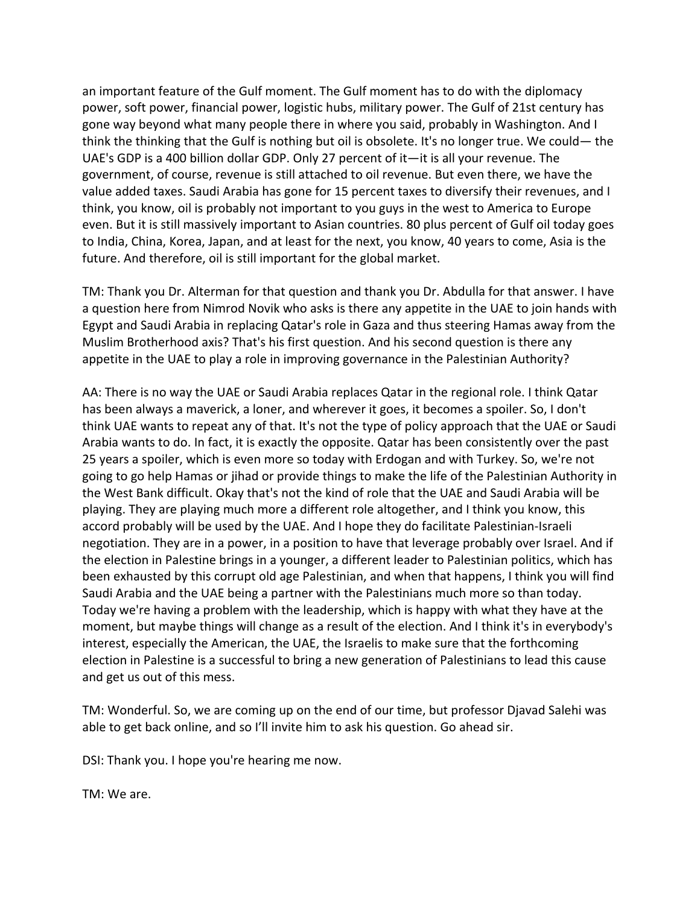an important feature of the Gulf moment. The Gulf moment has to do with the diplomacy power, soft power, financial power, logistic hubs, military power. The Gulf of 21st century has gone way beyond what many people there in where you said, probably in Washington. And I think the thinking that the Gulf is nothing but oil is obsolete. It's no longer true. We could— the UAE's GDP is a 400 billion dollar GDP. Only 27 percent of it—it is all your revenue. The government, of course, revenue is still attached to oil revenue. But even there, we have the value added taxes. Saudi Arabia has gone for 15 percent taxes to diversify their revenues, and I think, you know, oil is probably not important to you guys in the west to America to Europe even. But it is still massively important to Asian countries. 80 plus percent of Gulf oil today goes to India, China, Korea, Japan, and at least for the next, you know, 40 years to come, Asia is the future. And therefore, oil is still important for the global market.

TM: Thank you Dr. Alterman for that question and thank you Dr. Abdulla for that answer. I have a question here from Nimrod Novik who asks is there any appetite in the UAE to join hands with Egypt and Saudi Arabia in replacing Qatar's role in Gaza and thus steering Hamas away from the Muslim Brotherhood axis? That's his first question. And his second question is there any appetite in the UAE to play a role in improving governance in the Palestinian Authority?

AA: There is no way the UAE or Saudi Arabia replaces Qatar in the regional role. I think Qatar has been always a maverick, a loner, and wherever it goes, it becomes a spoiler. So, I don't think UAE wants to repeat any of that. It's not the type of policy approach that the UAE or Saudi Arabia wants to do. In fact, it is exactly the opposite. Qatar has been consistently over the past 25 years a spoiler, which is even more so today with Erdogan and with Turkey. So, we're not going to go help Hamas or jihad or provide things to make the life of the Palestinian Authority in the West Bank difficult. Okay that's not the kind of role that the UAE and Saudi Arabia will be playing. They are playing much more a different role altogether, and I think you know, this accord probably will be used by the UAE. And I hope they do facilitate Palestinian-Israeli negotiation. They are in a power, in a position to have that leverage probably over Israel. And if the election in Palestine brings in a younger, a different leader to Palestinian politics, which has been exhausted by this corrupt old age Palestinian, and when that happens, I think you will find Saudi Arabia and the UAE being a partner with the Palestinians much more so than today. Today we're having a problem with the leadership, which is happy with what they have at the moment, but maybe things will change as a result of the election. And I think it's in everybody's interest, especially the American, the UAE, the Israelis to make sure that the forthcoming election in Palestine is a successful to bring a new generation of Palestinians to lead this cause and get us out of this mess.

TM: Wonderful. So, we are coming up on the end of our time, but professor Djavad Salehi was able to get back online, and so I'll invite him to ask his question. Go ahead sir.

DSI: Thank you. I hope you're hearing me now.

TM: We are.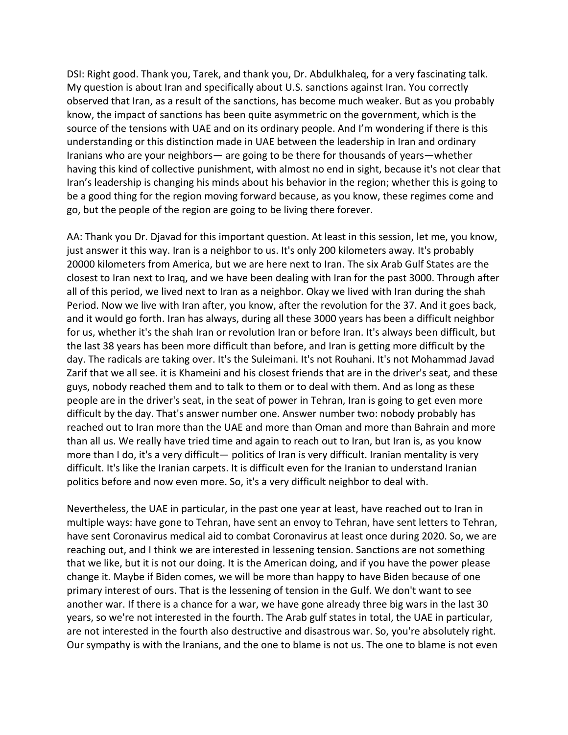DSI: Right good. Thank you, Tarek, and thank you, Dr. Abdulkhaleq, for a very fascinating talk. My question is about Iran and specifically about U.S. sanctions against Iran. You correctly observed that Iran, as a result of the sanctions, has become much weaker. But as you probably know, the impact of sanctions has been quite asymmetric on the government, which is the source of the tensions with UAE and on its ordinary people. And I'm wondering if there is this understanding or this distinction made in UAE between the leadership in Iran and ordinary Iranians who are your neighbors— are going to be there for thousands of years—whether having this kind of collective punishment, with almost no end in sight, because it's not clear that Iran's leadership is changing his minds about his behavior in the region; whether this is going to be a good thing for the region moving forward because, as you know, these regimes come and go, but the people of the region are going to be living there forever.

AA: Thank you Dr. Djavad for this important question. At least in this session, let me, you know, just answer it this way. Iran is a neighbor to us. It's only 200 kilometers away. It's probably 20000 kilometers from America, but we are here next to Iran. The six Arab Gulf States are the closest to Iran next to Iraq, and we have been dealing with Iran for the past 3000. Through after all of this period, we lived next to Iran as a neighbor. Okay we lived with Iran during the shah Period. Now we live with Iran after, you know, after the revolution for the 37. And it goes back, and it would go forth. Iran has always, during all these 3000 years has been a difficult neighbor for us, whether it's the shah Iran or revolution Iran or before Iran. It's always been difficult, but the last 38 years has been more difficult than before, and Iran is getting more difficult by the day. The radicals are taking over. It's the Suleimani. It's not Rouhani. It's not Mohammad Javad Zarif that we all see. it is Khameini and his closest friends that are in the driver's seat, and these guys, nobody reached them and to talk to them or to deal with them. And as long as these people are in the driver's seat, in the seat of power in Tehran, Iran is going to get even more difficult by the day. That's answer number one. Answer number two: nobody probably has reached out to Iran more than the UAE and more than Oman and more than Bahrain and more than all us. We really have tried time and again to reach out to Iran, but Iran is, as you know more than I do, it's a very difficult— politics of Iran is very difficult. Iranian mentality is very difficult. It's like the Iranian carpets. It is difficult even for the Iranian to understand Iranian politics before and now even more. So, it's a very difficult neighbor to deal with.

Nevertheless, the UAE in particular, in the past one year at least, have reached out to Iran in multiple ways: have gone to Tehran, have sent an envoy to Tehran, have sent letters to Tehran, have sent Coronavirus medical aid to combat Coronavirus at least once during 2020. So, we are reaching out, and I think we are interested in lessening tension. Sanctions are not something that we like, but it is not our doing. It is the American doing, and if you have the power please change it. Maybe if Biden comes, we will be more than happy to have Biden because of one primary interest of ours. That is the lessening of tension in the Gulf. We don't want to see another war. If there is a chance for a war, we have gone already three big wars in the last 30 years, so we're not interested in the fourth. The Arab gulf states in total, the UAE in particular, are not interested in the fourth also destructive and disastrous war. So, you're absolutely right. Our sympathy is with the Iranians, and the one to blame is not us. The one to blame is not even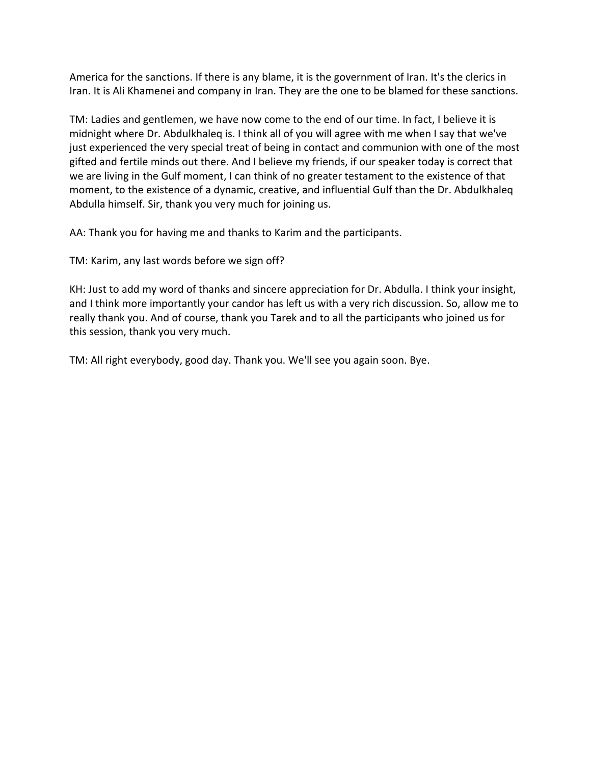America for the sanctions. If there is any blame, it is the government of Iran. It's the clerics in Iran. It is Ali Khamenei and company in Iran. They are the one to be blamed for these sanctions.

TM: Ladies and gentlemen, we have now come to the end of our time. In fact, I believe it is midnight where Dr. Abdulkhaleq is. I think all of you will agree with me when I say that we've just experienced the very special treat of being in contact and communion with one of the most gifted and fertile minds out there. And I believe my friends, if our speaker today is correct that we are living in the Gulf moment, I can think of no greater testament to the existence of that moment, to the existence of a dynamic, creative, and influential Gulf than the Dr. Abdulkhaleq Abdulla himself. Sir, thank you very much for joining us.

AA: Thank you for having me and thanks to Karim and the participants.

TM: Karim, any last words before we sign off?

KH: Just to add my word of thanks and sincere appreciation for Dr. Abdulla. I think your insight, and I think more importantly your candor has left us with a very rich discussion. So, allow me to really thank you. And of course, thank you Tarek and to all the participants who joined us for this session, thank you very much.

TM: All right everybody, good day. Thank you. We'll see you again soon. Bye.